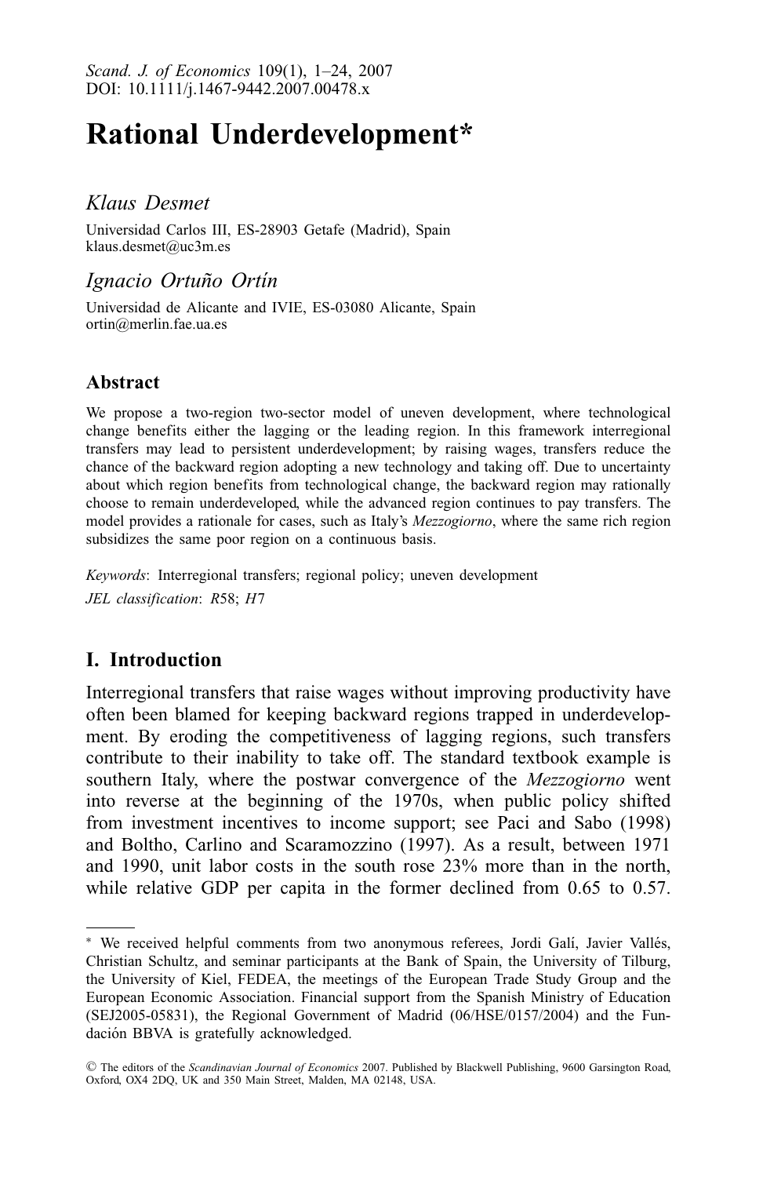# Rational Underdevelopment*

*Klaus Desmet*

Universidad Carlos III, ES-28903 Getafe (Madrid), Spain
klaus.desmet@uc3m.es

*Ignacio Ortuño Ortín*

Universidad de Alicante and IVIE, ES-03080 Alicante, Spain
ortin@merlin.fae.ua.es

## Abstract

We propose a two-region two-sector model of uneven development, where technological change benefits either the lagging or the leading region. In this framework interregional transfers may lead to persistent underdevelopment; by raising wages, transfers reduce the chance of the backward region adopting a new technology and taking off. Due to uncertainty about which region benefits from technological change, the backward region may rationally choose to remain underdeveloped, while the advanced region continues to pay transfers. The model provides a rationale for cases, such as Italy's *Mezzogiorno*, where the same rich region subsidizes the same poor region on a continuous basis.

*Keywords*: Interregional transfers; regional policy; uneven development

*JEL classification*: *R*58; *H*7

## I. Introduction

Interregional transfers that raise wages without improving productivity have often been blamed for keeping backward regions trapped in underdevelopment. By eroding the competitiveness of lagging regions, such transfers contribute to their inability to take off. The standard textbook example is southern Italy, where the postwar convergence of the *Mezzogiorno* went into reverse at the beginning of the 1970s, when public policy shifted from investment incentives to income support; see Paci and Sabo (1998) and Boltho, Carlino and Scaramozzino (1997). As a result, between 1971 and 1990, unit labor costs in the south rose 23% more than in the north, while relative GDP per capita in the former declined from 0.65 to 0.57.

---

* We received helpful comments from two anonymous referees, Jordi Galí, Javier Vallés, Christian Schultz, and seminar participants at the Bank of Spain, the University of Tilburg, the University of Kiel, FEDEA, the meetings of the European Trade Study Group and the European Economic Association. Financial support from the Spanish Ministry of Education (SEJ2005-05831), the Regional Government of Madrid (06/HSE/0157/2004) and the Fundación BBVA is gratefully acknowledged.

© The editors of the *Scandinavian Journal of Economics* 2007. Published by Blackwell Publishing, 9600 Garsington Road, Oxford, OX4 2DQ, UK and 350 Main Street, Malden, MA 02148, USA.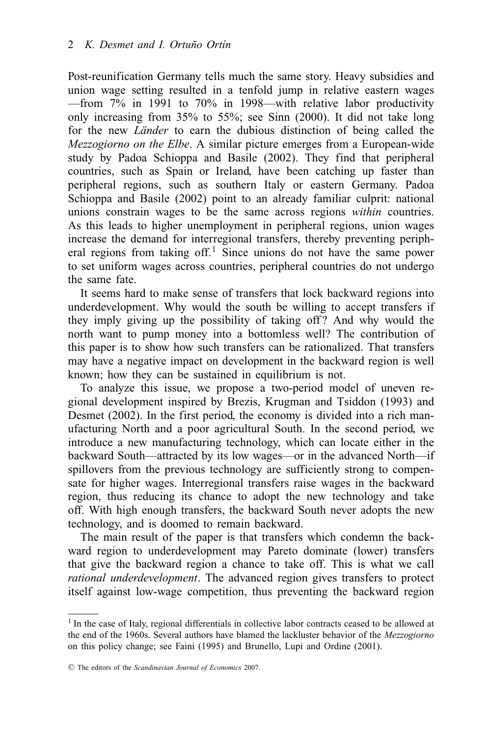Post-reunification Germany tells much the same story. Heavy subsidies and union wage setting resulted in a tenfold jump in relative eastern wages —from 7% in 1991 to 70% in 1998—with relative labor productivity only increasing from 35% to 55%; see Sinn (2000). It did not take long for the new *Länder* to earn the dubious distinction of being called the *Mezzogiorno on the Elbe*. A similar picture emerges from a European-wide study by Padoa Schioppa and Basile (2002). They find that peripheral countries, such as Spain or Ireland, have been catching up faster than peripheral regions, such as southern Italy or eastern Germany. Padoa Schioppa and Basile (2002) point to an already familiar culprit: national unions constrain wages to be the same across regions *within* countries. As this leads to higher unemployment in peripheral regions, union wages increase the demand for interregional transfers, thereby preventing peripheral regions from taking off.[1] Since unions do not have the same power to set uniform wages across countries, peripheral countries do not undergo the same fate.

It seems hard to make sense of transfers that lock backward regions into underdevelopment. Why would the south be willing to accept transfers if they imply giving up the possibility of taking off? And why would the north want to pump money into a bottomless well? The contribution of this paper is to show how such transfers can be rationalized. That transfers may have a negative impact on development in the backward region is well known; how they can be sustained in equilibrium is not.

To analyze this issue, we propose a two-period model of uneven regional development inspired by Brezis, Krugman and Tsiddon (1993) and Desmet (2002). In the first period, the economy is divided into a rich manufacturing North and a poor agricultural South. In the second period, we introduce a new manufacturing technology, which can locate either in the backward South—attracted by its low wages—or in the advanced North—if spillovers from the previous technology are sufficiently strong to compensate for higher wages. Interregional transfers raise wages in the backward region, thus reducing its chance to adopt the new technology and take off. With high enough transfers, the backward South never adopts the new technology, and is doomed to remain backward.

The main result of the paper is that transfers which condemn the backward region to underdevelopment may Pareto dominate (lower) transfers that give the backward region a chance to take off. This is what we call *rational underdevelopment*. The advanced region gives transfers to protect itself against low-wage competition, thus preventing the backward region

[1] In the case of Italy, regional differentials in collective labor contracts ceased to be allowed at the end of the 1960s. Several authors have blamed the lackluster behavior of the *Mezzogiorno* on this policy change; see Faini (1995) and Brunello, Lupi and Ordine (2001).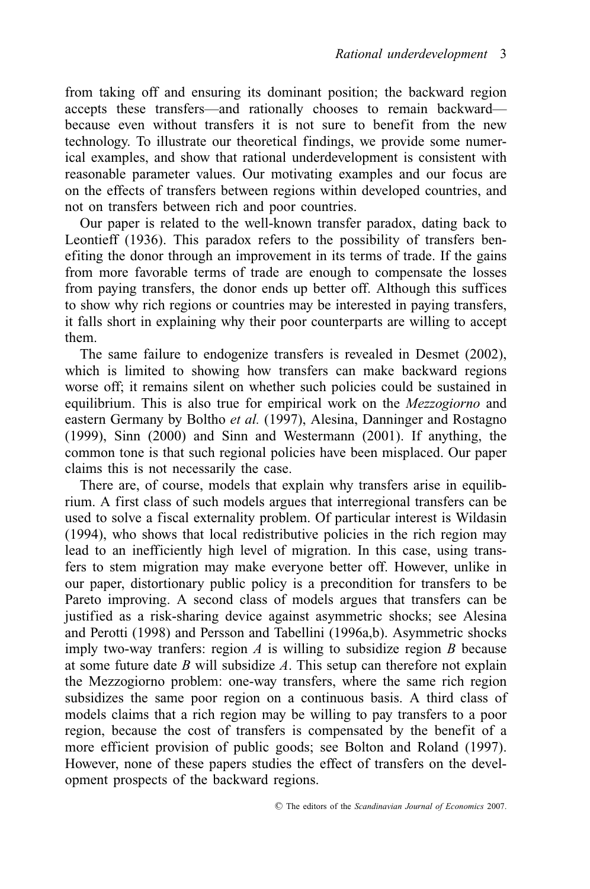from taking off and ensuring its dominant position; the backward region accepts these transfers—and rationally chooses to remain backward—because even without transfers it is not sure to benefit from the new technology. To illustrate our theoretical findings, we provide some numerical examples, and show that rational underdevelopment is consistent with reasonable parameter values. Our motivating examples and our focus are on the effects of transfers between regions within developed countries, and not on transfers between rich and poor countries.

Our paper is related to the well-known transfer paradox, dating back to Leontieff (1936). This paradox refers to the possibility of transfers benefiting the donor through an improvement in its terms of trade. If the gains from more favorable terms of trade are enough to compensate the losses from paying transfers, the donor ends up better off. Although this suffices to show why rich regions or countries may be interested in paying transfers, it falls short in explaining why their poor counterparts are willing to accept them.

The same failure to endogenize transfers is revealed in Desmet (2002), which is limited to showing how transfers can make backward regions worse off; it remains silent on whether such policies could be sustained in equilibrium. This is also true for empirical work on the *Mezzogiorno* and eastern Germany by Boltho *et al.* (1997), Alesina, Danninger and Rostagno (1999), Sinn (2000) and Sinn and Westermann (2001). If anything, the common tone is that such regional policies have been misplaced. Our paper claims this is not necessarily the case.

There are, of course, models that explain why transfers arise in equilibrium. A first class of such models argues that interregional transfers can be used to solve a fiscal externality problem. Of particular interest is Wildasin (1994), who shows that local redistributive policies in the rich region may lead to an inefficiently high level of migration. In this case, using transfers to stem migration may make everyone better off. However, unlike in our paper, distortionary public policy is a precondition for transfers to be Pareto improving. A second class of models argues that transfers can be justified as a risk-sharing device against asymmetric shocks; see Alesina and Perotti (1998) and Persson and Tabellini (1996a,b). Asymmetric shocks imply two-way tranfers: region $A$ is willing to subsidize region $B$ because at some future date $B$ will subsidize $A$. This setup can therefore not explain the Mezzogiorno problem: one-way transfers, where the same rich region subsidizes the same poor region on a continuous basis. A third class of models claims that a rich region may be willing to pay transfers to a poor region, because the cost of transfers is compensated by the benefit of a more efficient provision of public goods; see Bolton and Roland (1997). However, none of these papers studies the effect of transfers on the development prospects of the backward regions.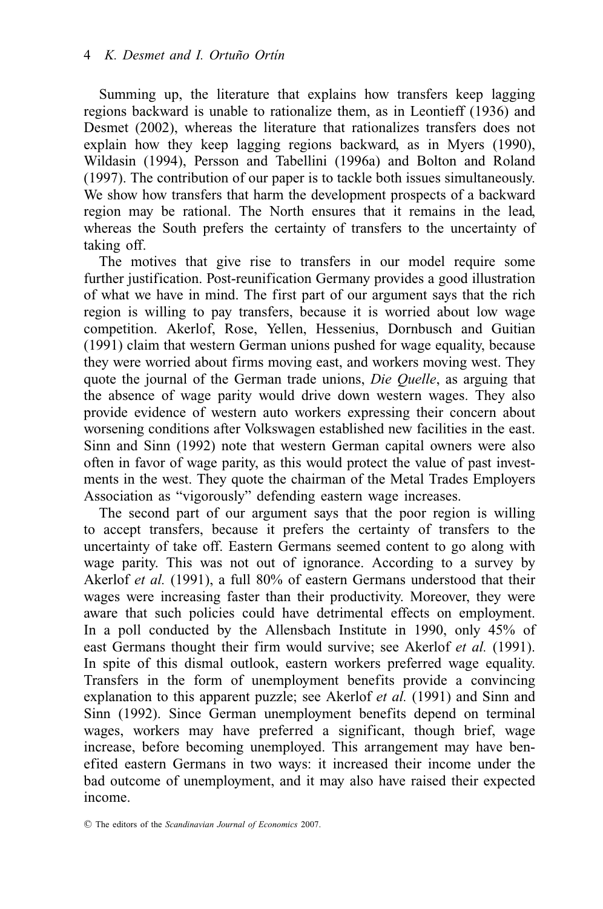Summing up, the literature that explains how transfers keep lagging regions backward is unable to rationalize them, as in Leontieff (1936) and Desmet (2002), whereas the literature that rationalizes transfers does not explain how they keep lagging regions backward, as in Myers (1990), Wildasin (1994), Persson and Tabellini (1996a) and Bolton and Roland (1997). The contribution of our paper is to tackle both issues simultaneously. We show how transfers that harm the development prospects of a backward region may be rational. The North ensures that it remains in the lead, whereas the South prefers the certainty of transfers to the uncertainty of taking off.

The motives that give rise to transfers in our model require some further justification. Post-reunification Germany provides a good illustration of what we have in mind. The first part of our argument says that the rich region is willing to pay transfers, because it is worried about low wage competition. Akerlof, Rose, Yellen, Hessenius, Dornbusch and Guitian (1991) claim that western German unions pushed for wage equality, because they were worried about firms moving east, and workers moving west. They quote the journal of the German trade unions, *Die Quelle*, as arguing that the absence of wage parity would drive down western wages. They also provide evidence of western auto workers expressing their concern about worsening conditions after Volkswagen established new facilities in the east. Sinn and Sinn (1992) note that western German capital owners were also often in favor of wage parity, as this would protect the value of past investments in the west. They quote the chairman of the Metal Trades Employers Association as "vigorously" defending eastern wage increases.

The second part of our argument says that the poor region is willing to accept transfers, because it prefers the certainty of transfers to the uncertainty of take off. Eastern Germans seemed content to go along with wage parity. This was not out of ignorance. According to a survey by Akerlof *et al.* (1991), a full 80% of eastern Germans understood that their wages were increasing faster than their productivity. Moreover, they were aware that such policies could have detrimental effects on employment. In a poll conducted by the Allensbach Institute in 1990, only 45% of east Germans thought their firm would survive; see Akerlof *et al.* (1991). In spite of this dismal outlook, eastern workers preferred wage equality. Transfers in the form of unemployment benefits provide a convincing explanation to this apparent puzzle; see Akerlof *et al.* (1991) and Sinn and Sinn (1992). Since German unemployment benefits depend on terminal wages, workers may have preferred a significant, though brief, wage increase, before becoming unemployed. This arrangement may have benefited eastern Germans in two ways: it increased their income under the bad outcome of unemployment, and it may also have raised their expected income.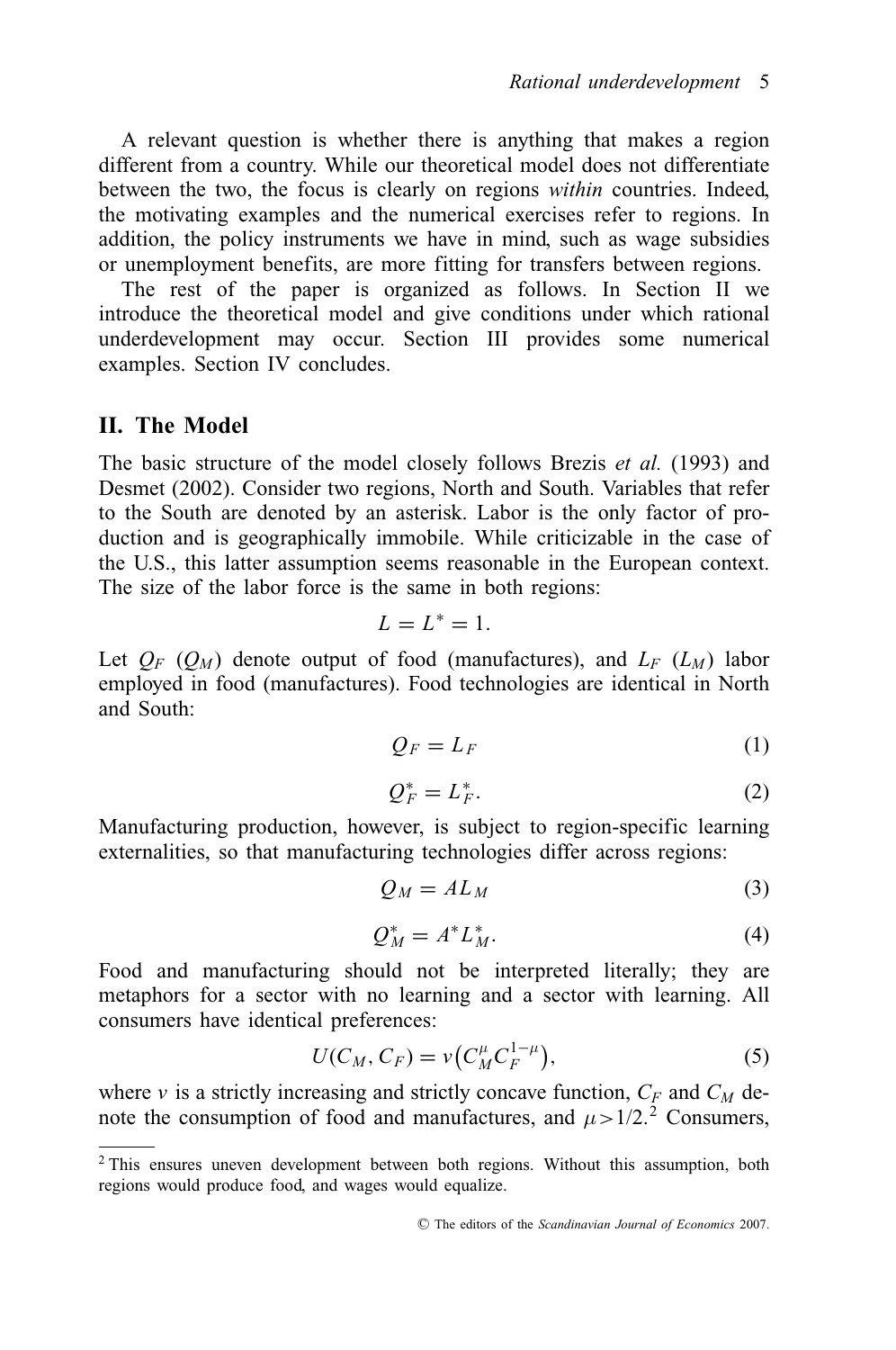A relevant question is whether there is anything that makes a region different from a country. While our theoretical model does not differentiate between the two, the focus is clearly on regions *within* countries. Indeed, the motivating examples and the numerical exercises refer to regions. In addition, the policy instruments we have in mind, such as wage subsidies or unemployment benefits, are more fitting for transfers between regions.

The rest of the paper is organized as follows. In Section II we introduce the theoretical model and give conditions under which rational underdevelopment may occur. Section III provides some numerical examples. Section IV concludes.

## II. The Model

The basic structure of the model closely follows Brezis *et al.* (1993) and Desmet (2002). Consider two regions, North and South. Variables that refer to the South are denoted by an asterisk. Labor is the only factor of production and is geographically immobile. While criticizable in the case of the U.S., this latter assumption seems reasonable in the European context. The size of the labor force is the same in both regions:

$$L = L^* = 1.$$

Let $Q_F$ ($Q_M$) denote output of food (manufactures), and $L_F$ ($L_M$) labor employed in food (manufactures). Food technologies are identical in North and South:

$$Q_F = L_F \tag{1}$$

$$Q_F^* = L_F^*. \tag{2}$$

Manufacturing production, however, is subject to region-specific learning externalities, so that manufacturing technologies differ across regions:

$$Q_M = AL_M \tag{3}$$

$$Q_M^* = A^* L_M^*. \tag{4}$$

Food and manufacturing should not be interpreted literally; they are metaphors for a sector with no learning and a sector with learning. All consumers have identical preferences:

$$U(C_M, C_F) = v\left(C_M^{\mu} C_F^{1-\mu}\right), \tag{5}$$

where $v$ is a strictly increasing and strictly concave function, $C_F$ and $C_M$ denote the consumption of food and manufactures, and $\mu > 1/2$.[2] Consumers,

[2] This ensures uneven development between both regions. Without this assumption, both regions would produce food, and wages would equalize.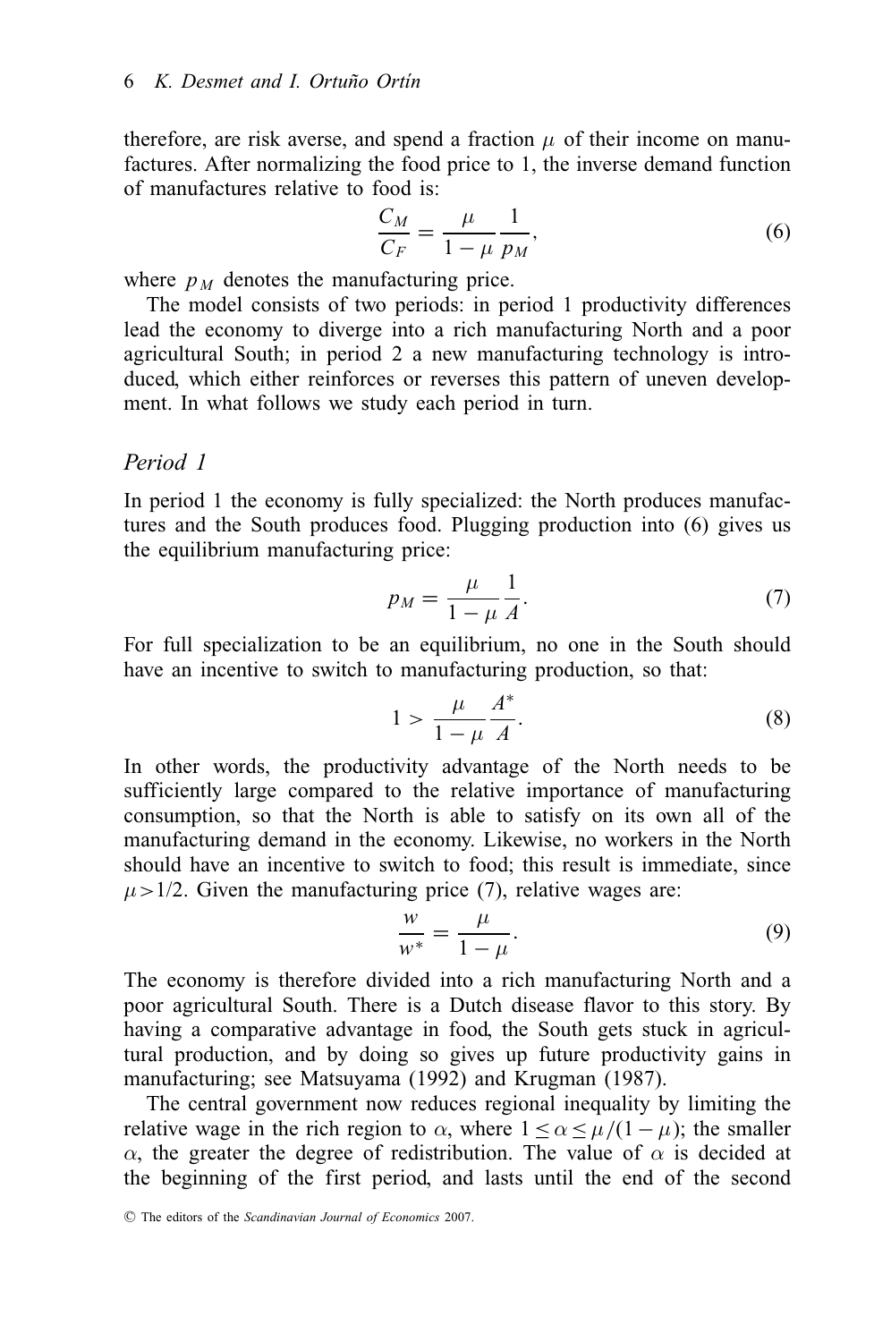therefore, are risk averse, and spend a fraction $\mu$ of their income on manufactures. After normalizing the food price to 1, the inverse demand function of manufactures relative to food is:

$$\frac{C_M}{C_F} = \frac{\mu}{1-\mu}\frac{1}{p_M}, \tag{6}$$

where $p_M$ denotes the manufacturing price.

The model consists of two periods: in period 1 productivity differences lead the economy to diverge into a rich manufacturing North and a poor agricultural South; in period 2 a new manufacturing technology is introduced, which either reinforces or reverses this pattern of uneven development. In what follows we study each period in turn.

## *Period 1*

In period 1 the economy is fully specialized: the North produces manufactures and the South produces food. Plugging production into (6) gives us the equilibrium manufacturing price:

$$p_M = \frac{\mu}{1-\mu}\frac{1}{A}. \tag{7}$$

For full specialization to be an equilibrium, no one in the South should have an incentive to switch to manufacturing production, so that:

$$1 > \frac{\mu}{1-\mu}\frac{A^*}{A}. \tag{8}$$

In other words, the productivity advantage of the North needs to be sufficiently large compared to the relative importance of manufacturing consumption, so that the North is able to satisfy on its own all of the manufacturing demand in the economy. Likewise, no workers in the North should have an incentive to switch to food; this result is immediate, since $\mu > 1/2$. Given the manufacturing price (7), relative wages are:

$$\frac{w}{w^*} = \frac{\mu}{1-\mu}. \tag{9}$$

The economy is therefore divided into a rich manufacturing North and a poor agricultural South. There is a Dutch disease flavor to this story. By having a comparative advantage in food, the South gets stuck in agricultural production, and by doing so gives up future productivity gains in manufacturing; see Matsuyama (1992) and Krugman (1987).

The central government now reduces regional inequality by limiting the relative wage in the rich region to $\alpha$, where $1 \leq \alpha \leq \mu/(1-\mu)$; the smaller $\alpha$, the greater the degree of redistribution. The value of $\alpha$ is decided at the beginning of the first period, and lasts until the end of the second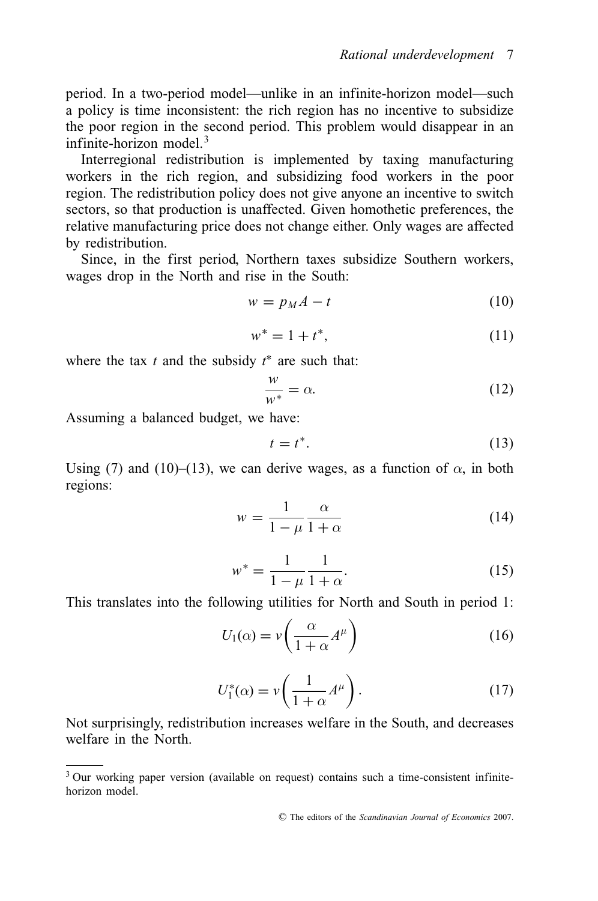period. In a two-period model—unlike in an infinite-horizon model—such a policy is time inconsistent: the rich region has no incentive to subsidize the poor region in the second period. This problem would disappear in an infinite-horizon model.[3]

Interregional redistribution is implemented by taxing manufacturing workers in the rich region, and subsidizing food workers in the poor region. The redistribution policy does not give anyone an incentive to switch sectors, so that production is unaffected. Given homothetic preferences, the relative manufacturing price does not change either. Only wages are affected by redistribution.

Since, in the first period, Northern taxes subsidize Southern workers, wages drop in the North and rise in the South:

$$w = p_M A - t \tag{10}$$

$$w^* = 1 + t^*, \tag{11}$$

where the tax $t$ and the subsidy $t^*$ are such that:

$$\frac{w}{w^*} = \alpha. \tag{12}$$

Assuming a balanced budget, we have:

$$t = t^*. \tag{13}$$

Using (7) and (10)–(13), we can derive wages, as a function of $\alpha$, in both regions:

$$w = \frac{1}{1-\mu}\frac{\alpha}{1+\alpha} \tag{14}$$

$$w^* = \frac{1}{1-\mu}\frac{1}{1+\alpha}. \tag{15}$$

This translates into the following utilities for North and South in period 1:

$$U_1(\alpha) = v\left(\frac{\alpha}{1+\alpha}A^{\mu}\right) \tag{16}$$

$$U_1^*(\alpha) = v\left(\frac{1}{1+\alpha}A^{\mu}\right). \tag{17}$$

Not surprisingly, redistribution increases welfare in the South, and decreases welfare in the North.

---

[3] Our working paper version (available on request) contains such a time-consistent infinite-horizon model.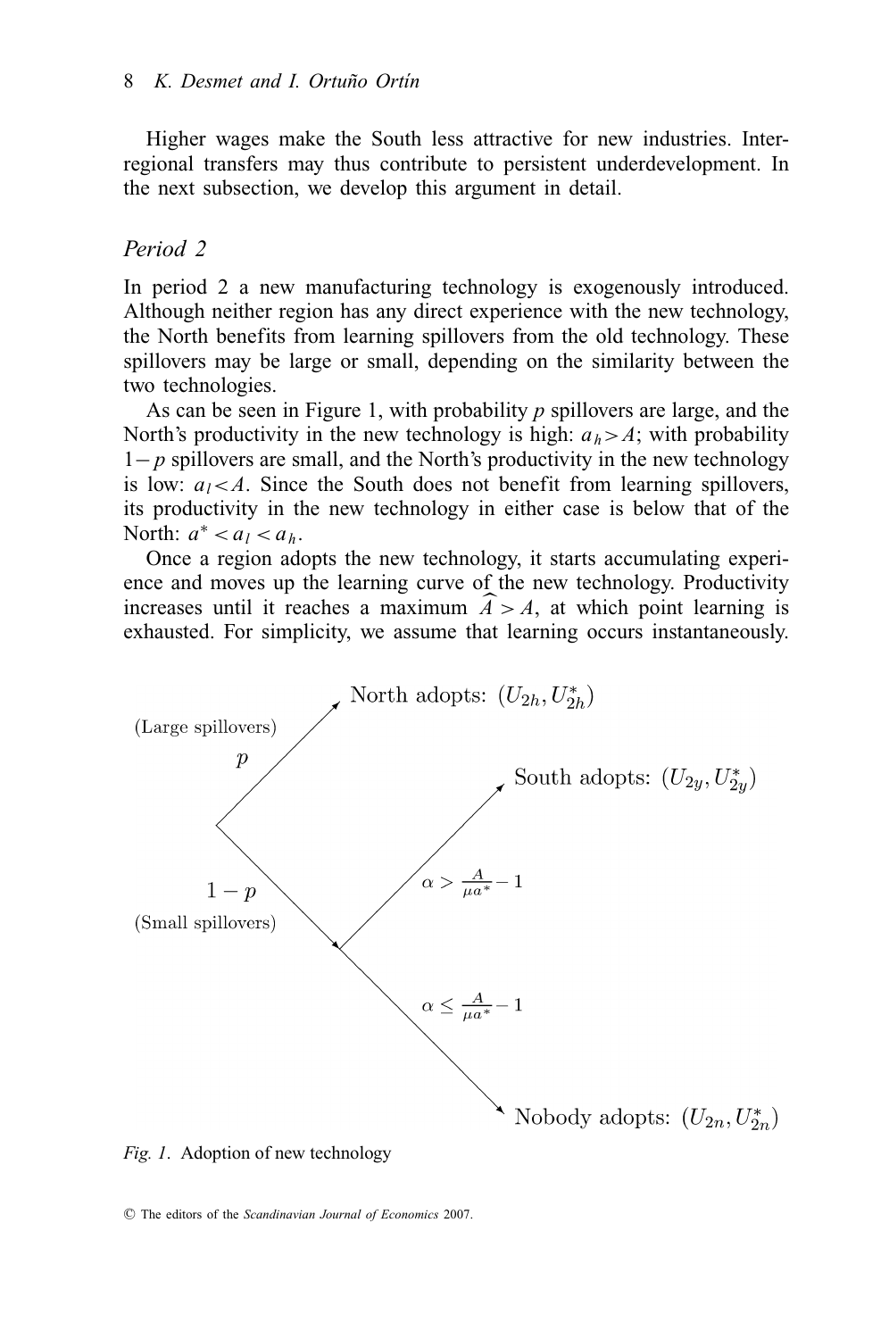Higher wages make the South less attractive for new industries. Interregional transfers may thus contribute to persistent underdevelopment. In the next subsection, we develop this argument in detail.

## *Period 2*

In period 2 a new manufacturing technology is exogenously introduced. Although neither region has any direct experience with the new technology, the North benefits from learning spillovers from the old technology. These spillovers may be large or small, depending on the similarity between the two technologies.

As can be seen in Figure 1, with probability $p$ spillovers are large, and the North's productivity in the new technology is high: $a_h > A$; with probability $1-p$ spillovers are small, and the North's productivity in the new technology is low: $a_l < A$. Since the South does not benefit from learning spillovers, its productivity in the new technology in either case is below that of the North: $a^* < a_l < a_h$.

Once a region adopts the new technology, it starts accumulating experience and moves up the learning curve of the new technology. Productivity increases until it reaches a maximum $\widehat{A} > A$, at which point learning is exhausted. For simplicity, we assume that learning occurs instantaneously.

(Large spillovers) $p$ → North adopts: $(U_{2h}, U_{2h}^*)$

$1-p$ (Small spillovers) → $\alpha > \frac{A}{\mu a^*} - 1$ → South adopts: $(U_{2y}, U_{2y}^*)$

$1-p$ (Small spillovers) → $\alpha \leq \frac{A}{\mu a^*} - 1$ → Nobody adopts: $(U_{2n}, U_{2n}^*)$

*Fig. 1.* Adoption of new technology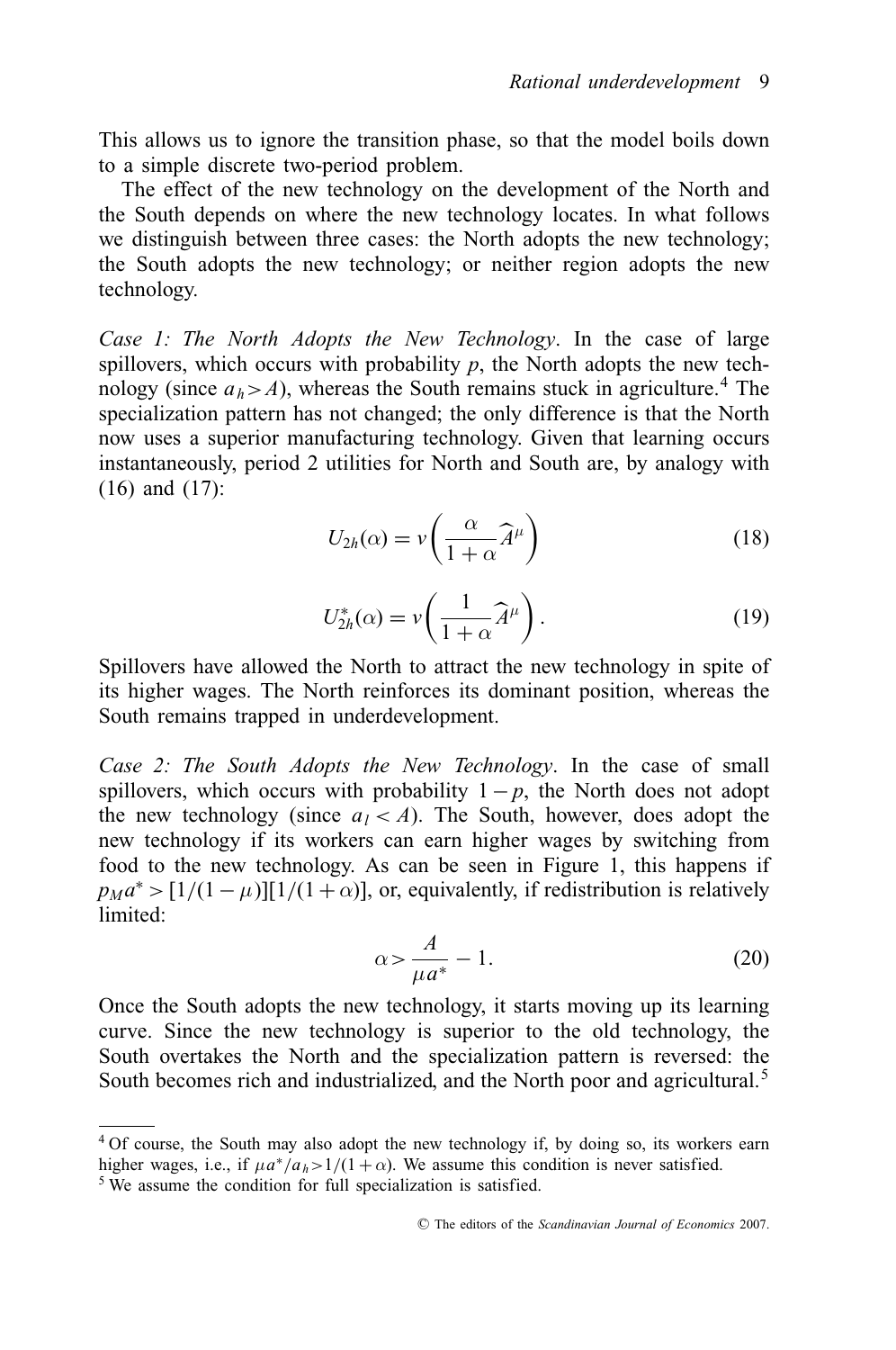This allows us to ignore the transition phase, so that the model boils down to a simple discrete two-period problem.

The effect of the new technology on the development of the North and the South depends on where the new technology locates. In what follows we distinguish between three cases: the North adopts the new technology; the South adopts the new technology; or neither region adopts the new technology.

*Case 1: The North Adopts the New Technology*. In the case of large spillovers, which occurs with probability $p$, the North adopts the new technology (since $a_h > A$), whereas the South remains stuck in agriculture.[4] The specialization pattern has not changed; the only difference is that the North now uses a superior manufacturing technology. Given that learning occurs instantaneously, period 2 utilities for North and South are, by analogy with (16) and (17):

$$U_{2h}(\alpha) = v\left(\frac{\alpha}{1+\alpha}\widehat{A}^{\mu}\right) \tag{18}$$

$$U_{2h}^{*}(\alpha) = v\left(\frac{1}{1+\alpha}\widehat{A}^{\mu}\right). \tag{19}$$

Spillovers have allowed the North to attract the new technology in spite of its higher wages. The North reinforces its dominant position, whereas the South remains trapped in underdevelopment.

*Case 2: The South Adopts the New Technology*. In the case of small spillovers, which occurs with probability $1-p$, the North does not adopt the new technology (since $a_l < A$). The South, however, does adopt the new technology if its workers can earn higher wages by switching from food to the new technology. As can be seen in Figure 1, this happens if $p_M a^* > [1/(1-\mu)][1/(1+\alpha)]$, or, equivalently, if redistribution is relatively limited:

$$\alpha > \frac{A}{\mu a^*} - 1. \tag{20}$$

Once the South adopts the new technology, it starts moving up its learning curve. Since the new technology is superior to the old technology, the South overtakes the North and the specialization pattern is reversed: the South becomes rich and industrialized, and the North poor and agricultural.[5]

---

[4] Of course, the South may also adopt the new technology if, by doing so, its workers earn higher wages, i.e., if $\mu a^*/a_h > 1/(1+\alpha)$. We assume this condition is never satisfied.

[5] We assume the condition for full specialization is satisfied.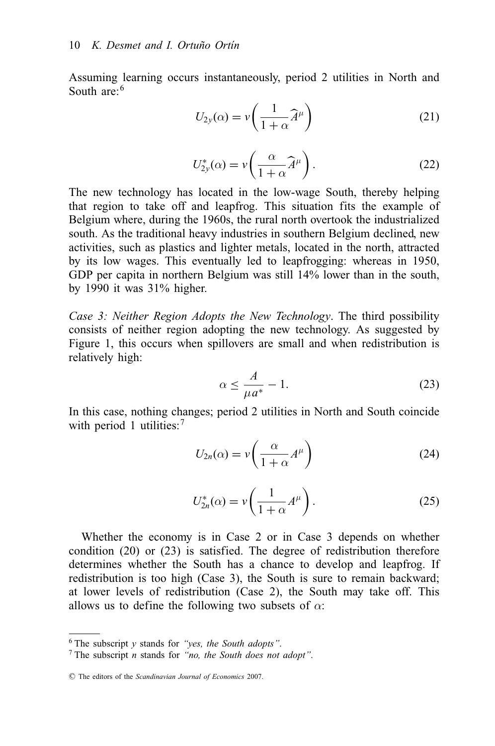Assuming learning occurs instantaneously, period 2 utilities in North and South are:[6]

$$U_{2y}(\alpha) = v\left(\frac{1}{1+\alpha}\widehat{A}^{\mu}\right) \tag{21}$$

$$U^{*}_{2y}(\alpha) = v\left(\frac{\alpha}{1+\alpha}\widehat{A}^{\mu}\right). \tag{22}$$

The new technology has located in the low-wage South, thereby helping that region to take off and leapfrog. This situation fits the example of Belgium where, during the 1960s, the rural north overtook the industrialized south. As the traditional heavy industries in southern Belgium declined, new activities, such as plastics and lighter metals, located in the north, attracted by its low wages. This eventually led to leapfrogging: whereas in 1950, GDP per capita in northern Belgium was still 14% lower than in the south, by 1990 it was 31% higher.

*Case 3: Neither Region Adopts the New Technology*. The third possibility consists of neither region adopting the new technology. As suggested by Figure 1, this occurs when spillovers are small and when redistribution is relatively high:

$$\alpha \leq \frac{A}{\mu a^{*}} - 1. \tag{23}$$

In this case, nothing changes; period 2 utilities in North and South coincide with period 1 utilities:[7]

$$U_{2n}(\alpha) = v\left(\frac{\alpha}{1+\alpha}A^{\mu}\right) \tag{24}$$

$$U^{*}_{2n}(\alpha) = v\left(\frac{1}{1+\alpha}A^{\mu}\right). \tag{25}$$

Whether the economy is in Case 2 or in Case 3 depends on whether condition (20) or (23) is satisfied. The degree of redistribution therefore determines whether the South has a chance to develop and leapfrog. If redistribution is too high (Case 3), the South is sure to remain backward; at lower levels of redistribution (Case 2), the South may take off. This allows us to define the following two subsets of $\alpha$:

---

[6] The subscript $y$ stands for *"yes, the South adopts"*.

[7] The subscript $n$ stands for *"no, the South does not adopt"*.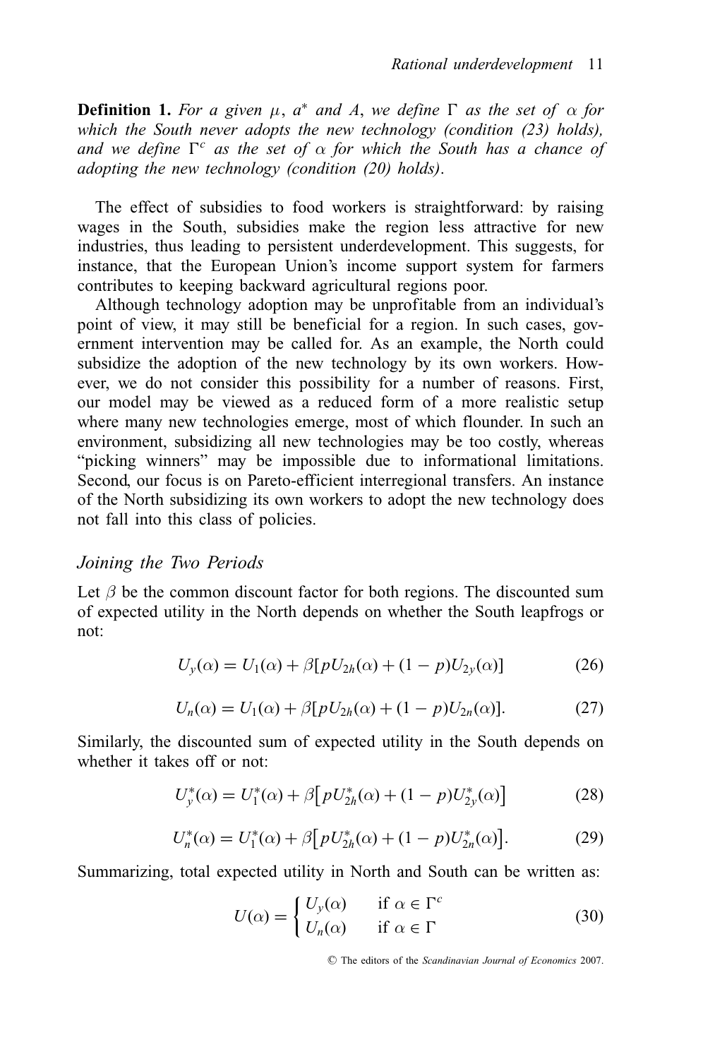**Definition 1.** *For a given $\mu$, $a^*$ and $A$, we define $\Gamma$ as the set of $\alpha$ for which the South never adopts the new technology (condition (23) holds), and we define $\Gamma^c$ as the set of $\alpha$ for which the South has a chance of adopting the new technology (condition (20) holds).*

The effect of subsidies to food workers is straightforward: by raising wages in the South, subsidies make the region less attractive for new industries, thus leading to persistent underdevelopment. This suggests, for instance, that the European Union's income support system for farmers contributes to keeping backward agricultural regions poor.

Although technology adoption may be unprofitable from an individual's point of view, it may still be beneficial for a region. In such cases, government intervention may be called for. As an example, the North could subsidize the adoption of the new technology by its own workers. However, we do not consider this possibility for a number of reasons. First, our model may be viewed as a reduced form of a more realistic setup where many new technologies emerge, most of which flounder. In such an environment, subsidizing all new technologies may be too costly, whereas "picking winners" may be impossible due to informational limitations. Second, our focus is on Pareto-efficient interregional transfers. An instance of the North subsidizing its own workers to adopt the new technology does not fall into this class of policies.

### *Joining the Two Periods*

Let $\beta$ be the common discount factor for both regions. The discounted sum of expected utility in the North depends on whether the South leapfrogs or not:

$$U_y(\alpha) = U_1(\alpha) + \beta[pU_{2h}(\alpha) + (1-p)U_{2y}(\alpha)] \tag{26}$$

$$U_n(\alpha) = U_1(\alpha) + \beta[pU_{2h}(\alpha) + (1-p)U_{2n}(\alpha)]. \tag{27}$$

Similarly, the discounted sum of expected utility in the South depends on whether it takes off or not:

$$U_y^*(\alpha) = U_1^*(\alpha) + \beta\big[pU_{2h}^*(\alpha) + (1-p)U_{2y}^*(\alpha)\big] \tag{28}$$

$$U_n^*(\alpha) = U_1^*(\alpha) + \beta\big[pU_{2h}^*(\alpha) + (1-p)U_{2n}^*(\alpha)\big]. \tag{29}$$

Summarizing, total expected utility in North and South can be written as:

$$U(\alpha) = \begin{cases} U_y(\alpha) & \text{if } \alpha \in \Gamma^c \\ U_n(\alpha) & \text{if } \alpha \in \Gamma \end{cases} \tag{30}$$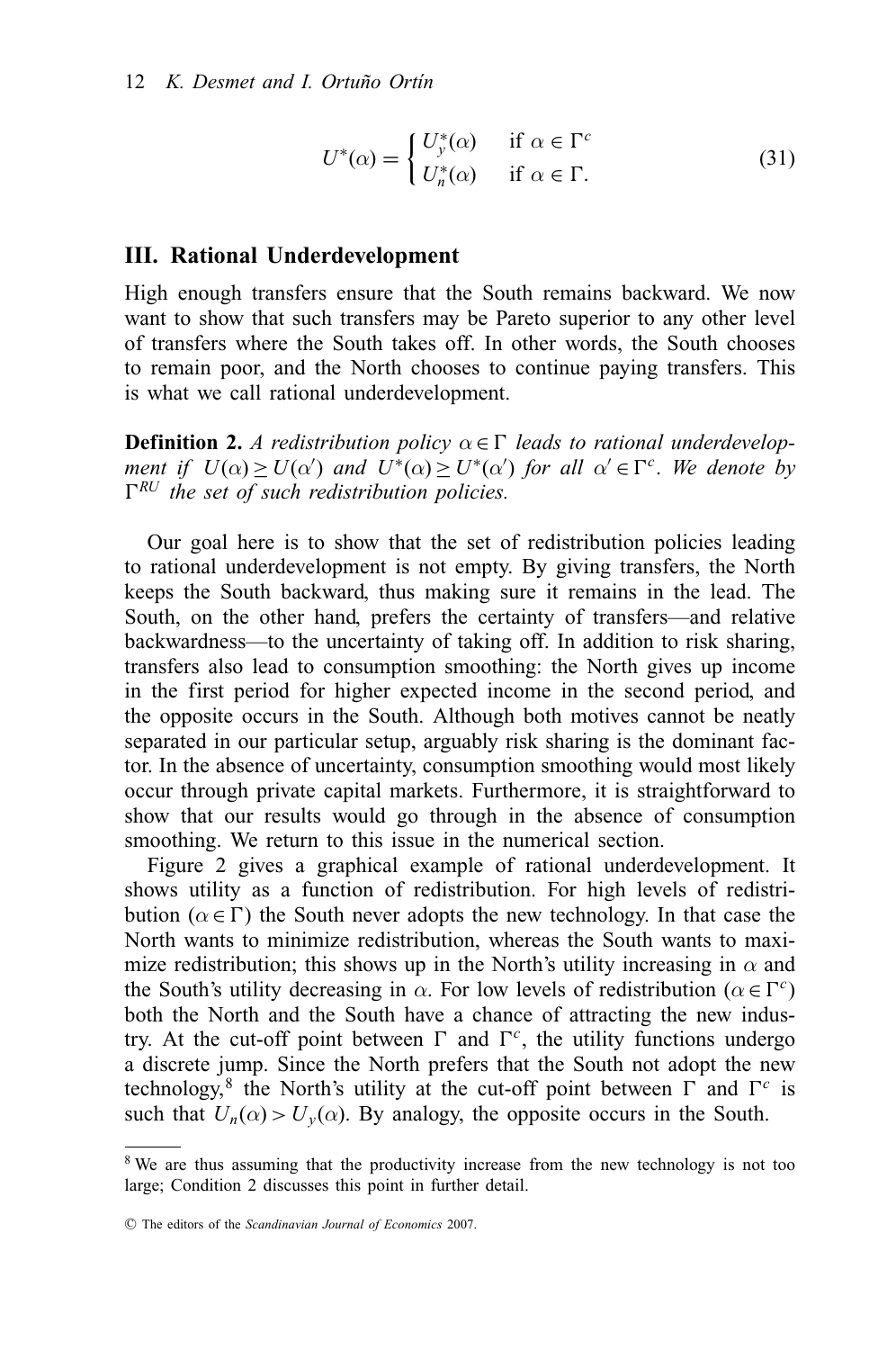$$
U^*(\alpha) = \begin{cases} U_y^*(\alpha) & \text{if } \alpha \in \Gamma^c \\ U_n^*(\alpha) & \text{if } \alpha \in \Gamma. \end{cases} \tag{31}
$$

## III. Rational Underdevelopment

High enough transfers ensure that the South remains backward. We now want to show that such transfers may be Pareto superior to any other level of transfers where the South takes off. In other words, the South chooses to remain poor, and the North chooses to continue paying transfers. This is what we call rational underdevelopment.

**Definition 2.** *A redistribution policy $\alpha \in \Gamma$ leads to rational underdevelopment if $U(\alpha) \geq U(\alpha')$ and $U^*(\alpha) \geq U^*(\alpha')$ for all $\alpha' \in \Gamma^c$. We denote by $\Gamma^{RU}$ the set of such redistribution policies.*

Our goal here is to show that the set of redistribution policies leading to rational underdevelopment is not empty. By giving transfers, the North keeps the South backward, thus making sure it remains in the lead. The South, on the other hand, prefers the certainty of transfers—and relative backwardness—to the uncertainty of taking off. In addition to risk sharing, transfers also lead to consumption smoothing: the North gives up income in the first period for higher expected income in the second period, and the opposite occurs in the South. Although both motives cannot be neatly separated in our particular setup, arguably risk sharing is the dominant factor. In the absence of uncertainty, consumption smoothing would most likely occur through private capital markets. Furthermore, it is straightforward to show that our results would go through in the absence of consumption smoothing. We return to this issue in the numerical section.

Figure 2 gives a graphical example of rational underdevelopment. It shows utility as a function of redistribution. For high levels of redistribution ($\alpha \in \Gamma$) the South never adopts the new technology. In that case the North wants to minimize redistribution, whereas the South wants to maximize redistribution; this shows up in the North's utility increasing in $\alpha$ and the South's utility decreasing in $\alpha$. For low levels of redistribution ($\alpha \in \Gamma^c$) both the North and the South have a chance of attracting the new industry. At the cut-off point between $\Gamma$ and $\Gamma^c$, the utility functions undergo a discrete jump. Since the North prefers that the South not adopt the new technology,[8] the North's utility at the cut-off point between $\Gamma$ and $\Gamma^c$ is such that $U_n(\alpha) > U_y(\alpha)$. By analogy, the opposite occurs in the South.

[8] We are thus assuming that the productivity increase from the new technology is not too large; Condition 2 discusses this point in further detail.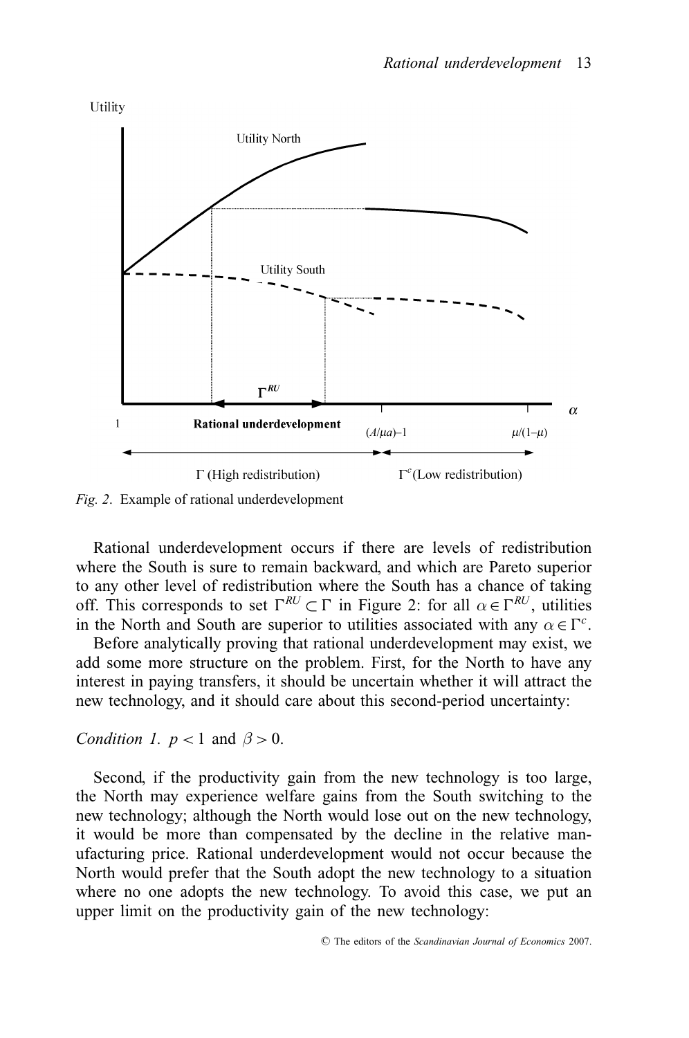Fig. 2. Example of rational underdevelopment

Rational underdevelopment occurs if there are levels of redistribution where the South is sure to remain backward, and which are Pareto superior to any other level of redistribution where the South has a chance of taking off. This corresponds to set $\Gamma^{RU} \subset \Gamma$ in Figure 2: for all $\alpha \in \Gamma^{RU}$, utilities in the North and South are superior to utilities associated with any $\alpha \in \Gamma^{c}$.

Before analytically proving that rational underdevelopment may exist, we add some more structure on the problem. First, for the North to have any interest in paying transfers, it should be uncertain whether it will attract the new technology, and it should care about this second-period uncertainty:

*Condition 1.* $p < 1$ and $\beta > 0$.

Second, if the productivity gain from the new technology is too large, the North may experience welfare gains from the South switching to the new technology; although the North would lose out on the new technology, it would be more than compensated by the decline in the relative manufacturing price. Rational underdevelopment would not occur because the North would prefer that the South adopt the new technology to a situation where no one adopts the new technology. To avoid this case, we put an upper limit on the productivity gain of the new technology: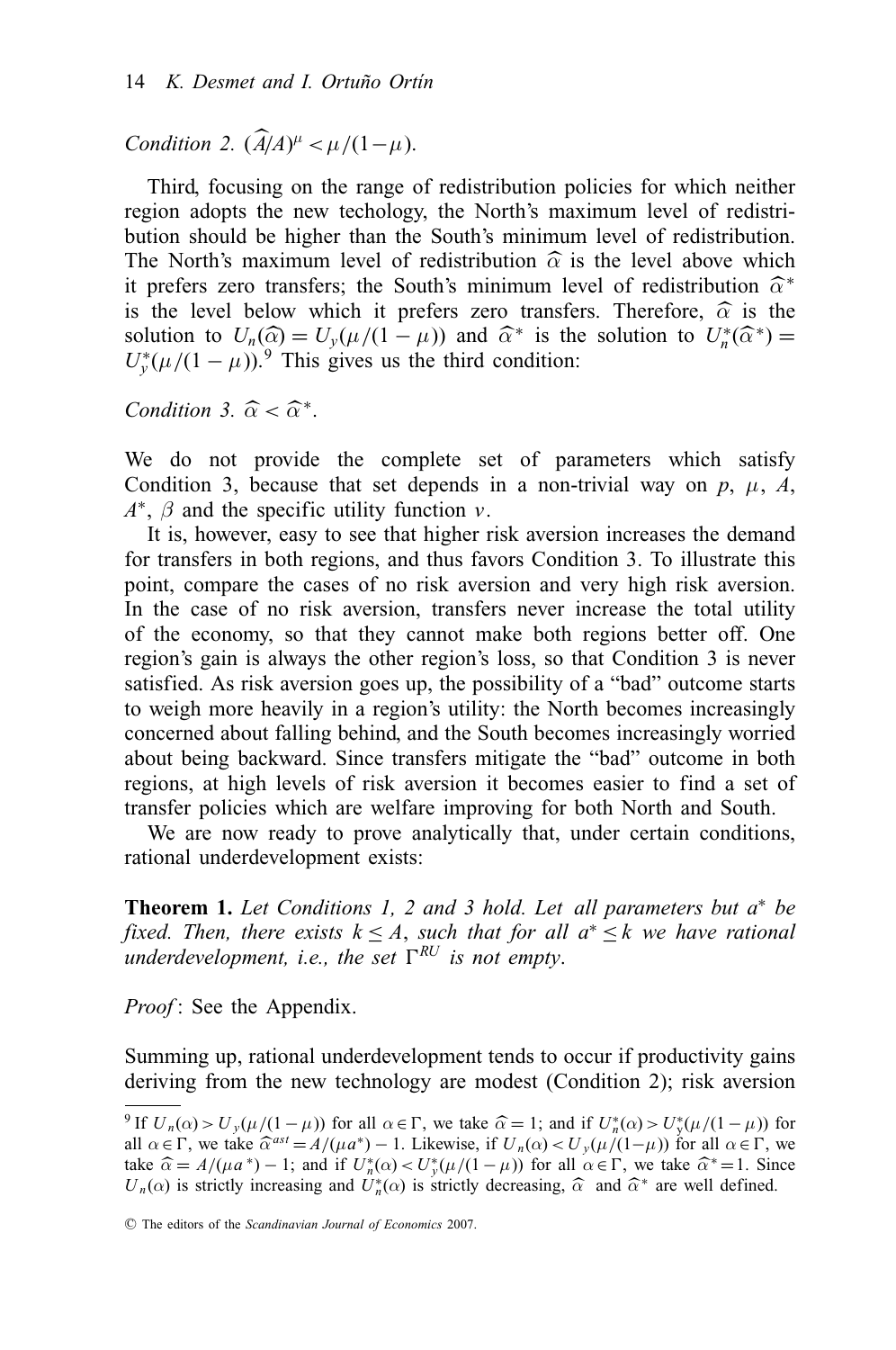*Condition 2.* $(\widehat{A}/A)^{\mu} < \mu/(1-\mu)$.

Third, focusing on the range of redistribution policies for which neither region adopts the new techology, the North's maximum level of redistribution should be higher than the South's minimum level of redistribution. The North's maximum level of redistribution $\widehat{\alpha}$ is the level above which it prefers zero transfers; the South's minimum level of redistribution $\widehat{\alpha}^*$ is the level below which it prefers zero transfers. Therefore, $\widehat{\alpha}$ is the solution to $U_n(\widehat{\alpha}) = U_y(\mu/(1-\mu))$ and $\widehat{\alpha}^*$ is the solution to $U_n^*(\widehat{\alpha}^*) = U_y^*(\mu/(1-\mu))$.[9] This gives us the third condition:

*Condition 3.* $\widehat{\alpha} < \widehat{\alpha}^*$.

We do not provide the complete set of parameters which satisfy Condition 3, because that set depends in a non-trivial way on $p$, $\mu$, $A$, $A^*$, $\beta$ and the specific utility function $v$.

It is, however, easy to see that higher risk aversion increases the demand for transfers in both regions, and thus favors Condition 3. To illustrate this point, compare the cases of no risk aversion and very high risk aversion. In the case of no risk aversion, transfers never increase the total utility of the economy, so that they cannot make both regions better off. One region's gain is always the other region's loss, so that Condition 3 is never satisfied. As risk aversion goes up, the possibility of a "bad" outcome starts to weigh more heavily in a region's utility: the North becomes increasingly concerned about falling behind, and the South becomes increasingly worried about being backward. Since transfers mitigate the "bad" outcome in both regions, at high levels of risk aversion it becomes easier to find a set of transfer policies which are welfare improving for both North and South.

We are now ready to prove analytically that, under certain conditions, rational underdevelopment exists:

**Theorem 1.** *Let Conditions 1, 2 and 3 hold. Let all parameters but $a^*$ be fixed. Then, there exists $k \leq A$, such that for all $a^* \leq k$ we have rational underdevelopment, i.e., the set $\Gamma^{RU}$ is not empty.*

*Proof*: See the Appendix.

Summing up, rational underdevelopment tends to occur if productivity gains deriving from the new technology are modest (Condition 2); risk aversion

[9] If $U_n(\alpha) > U_y(\mu/(1-\mu))$ for all $\alpha \in \Gamma$, we take $\widehat{\alpha} = 1$; and if $U_n^*(\alpha) > U_y^*(\mu/(1-\mu))$ for all $\alpha \in \Gamma$, we take $\widehat{\alpha}^{ast} = A/(\mu a^*) - 1$. Likewise, if $U_n(\alpha) < U_y(\mu/(1-\mu))$ for all $\alpha \in \Gamma$, we take $\widehat{\alpha} = A/(\mu a^*) - 1$; and if $U_n^*(\alpha) < U_y^*(\mu/(1-\mu))$ for all $\alpha \in \Gamma$, we take $\widehat{\alpha}^* = 1$. Since $U_n(\alpha)$ is strictly increasing and $U_n^*(\alpha)$ is strictly decreasing, $\widehat{\alpha}$ and $\widehat{\alpha}^*$ are well defined.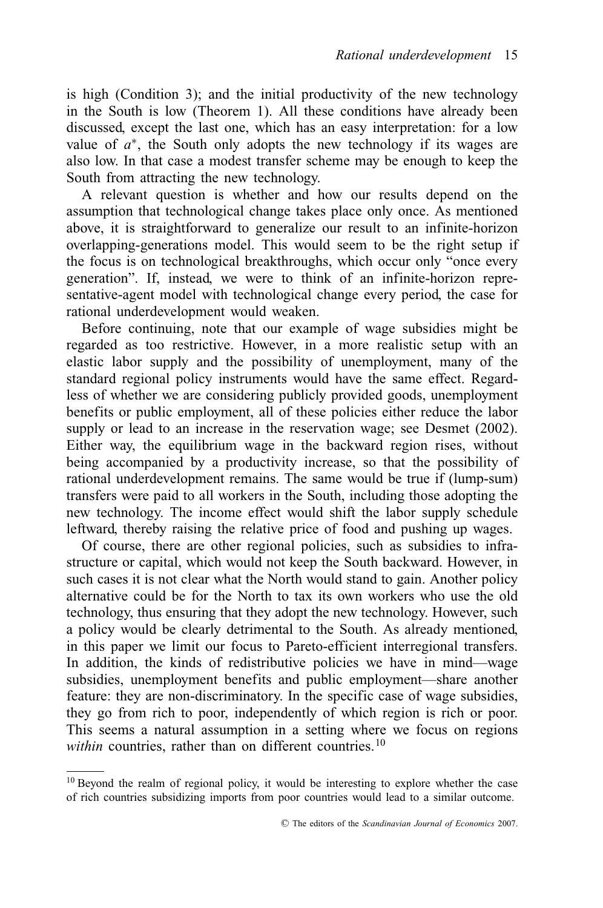is high (Condition 3); and the initial productivity of the new technology in the South is low (Theorem 1). All these conditions have already been discussed, except the last one, which has an easy interpretation: for a low value of $a^*$, the South only adopts the new technology if its wages are also low. In that case a modest transfer scheme may be enough to keep the South from attracting the new technology.

A relevant question is whether and how our results depend on the assumption that technological change takes place only once. As mentioned above, it is straightforward to generalize our result to an infinite-horizon overlapping-generations model. This would seem to be the right setup if the focus is on technological breakthroughs, which occur only "once every generation". If, instead, we were to think of an infinite-horizon representative-agent model with technological change every period, the case for rational underdevelopment would weaken.

Before continuing, note that our example of wage subsidies might be regarded as too restrictive. However, in a more realistic setup with an elastic labor supply and the possibility of unemployment, many of the standard regional policy instruments would have the same effect. Regardless of whether we are considering publicly provided goods, unemployment benefits or public employment, all of these policies either reduce the labor supply or lead to an increase in the reservation wage; see Desmet (2002). Either way, the equilibrium wage in the backward region rises, without being accompanied by a productivity increase, so that the possibility of rational underdevelopment remains. The same would be true if (lump-sum) transfers were paid to all workers in the South, including those adopting the new technology. The income effect would shift the labor supply schedule leftward, thereby raising the relative price of food and pushing up wages.

Of course, there are other regional policies, such as subsidies to infrastructure or capital, which would not keep the South backward. However, in such cases it is not clear what the North would stand to gain. Another policy alternative could be for the North to tax its own workers who use the old technology, thus ensuring that they adopt the new technology. However, such a policy would be clearly detrimental to the South. As already mentioned, in this paper we limit our focus to Pareto-efficient interregional transfers. In addition, the kinds of redistributive policies we have in mind—wage subsidies, unemployment benefits and public employment—share another feature: they are non-discriminatory. In the specific case of wage subsidies, they go from rich to poor, independently of which region is rich or poor. This seems a natural assumption in a setting where we focus on regions *within* countries, rather than on different countries.[10]

[10] Beyond the realm of regional policy, it would be interesting to explore whether the case of rich countries subsidizing imports from poor countries would lead to a similar outcome.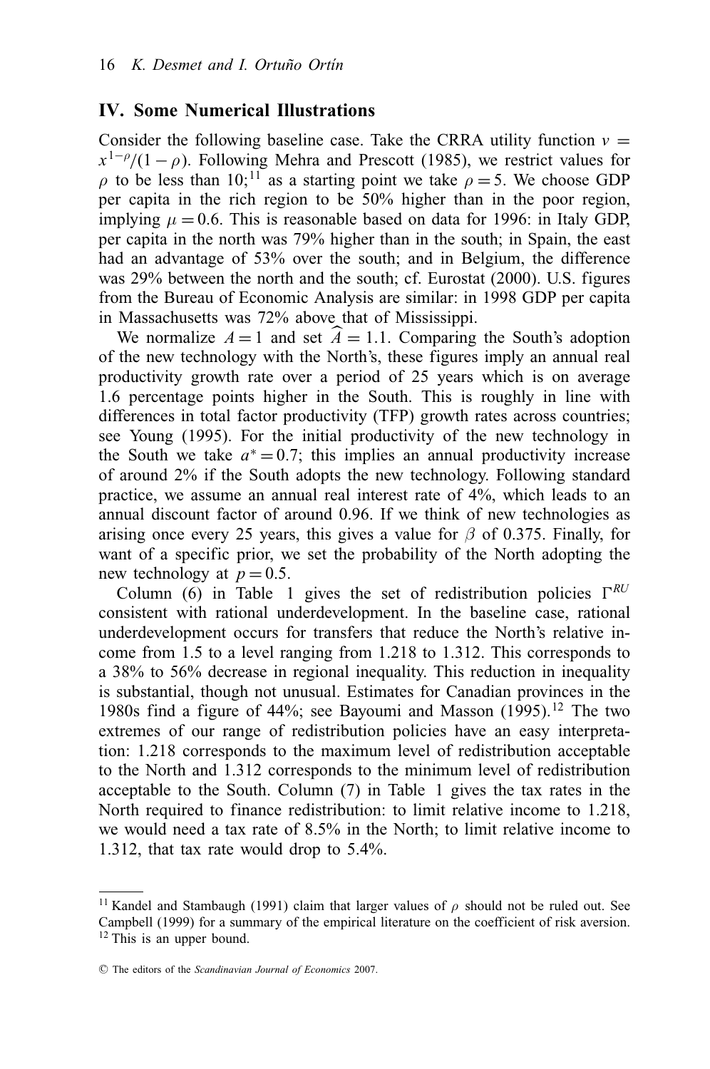## IV. Some Numerical Illustrations

Consider the following baseline case. Take the CRRA utility function $v = x^{1-\rho}/(1-\rho)$. Following Mehra and Prescott (1985), we restrict values for $\rho$ to be less than 10;[11] as a starting point we take $\rho = 5$. We choose GDP per capita in the rich region to be 50% higher than in the poor region, implying $\mu = 0.6$. This is reasonable based on data for 1996: in Italy GDP, per capita in the north was 79% higher than in the south; in Spain, the east had an advantage of 53% over the south; and in Belgium, the difference was 29% between the north and the south; cf. Eurostat (2000). U.S. figures from the Bureau of Economic Analysis are similar: in 1998 GDP per capita in Massachusetts was 72% above that of Mississippi.

We normalize $A = 1$ and set $\widehat{A} = 1.1$. Comparing the South's adoption of the new technology with the North's, these figures imply an annual real productivity growth rate over a period of 25 years which is on average 1.6 percentage points higher in the South. This is roughly in line with differences in total factor productivity (TFP) growth rates across countries; see Young (1995). For the initial productivity of the new technology in the South we take $a^* = 0.7$; this implies an annual productivity increase of around 2% if the South adopts the new technology. Following standard practice, we assume an annual real interest rate of 4%, which leads to an annual discount factor of around 0.96. If we think of new technologies as arising once every 25 years, this gives a value for $\beta$ of 0.375. Finally, for want of a specific prior, we set the probability of the North adopting the new technology at $p = 0.5$.

Column (6) in Table 1 gives the set of redistribution policies $\Gamma^{RU}$ consistent with rational underdevelopment. In the baseline case, rational underdevelopment occurs for transfers that reduce the North's relative income from 1.5 to a level ranging from 1.218 to 1.312. This corresponds to a 38% to 56% decrease in regional inequality. This reduction in inequality is substantial, though not unusual. Estimates for Canadian provinces in the 1980s find a figure of 44%; see Bayoumi and Masson (1995).[12] The two extremes of our range of redistribution policies have an easy interpretation: 1.218 corresponds to the maximum level of redistribution acceptable to the North and 1.312 corresponds to the minimum level of redistribution acceptable to the South. Column (7) in Table 1 gives the tax rates in the North required to finance redistribution: to limit relative income to 1.218, we would need a tax rate of 8.5% in the North; to limit relative income to 1.312, that tax rate would drop to 5.4%.

---

[11] Kandel and Stambaugh (1991) claim that larger values of $\rho$ should not be ruled out. See Campbell (1999) for a summary of the empirical literature on the coefficient of risk aversion.

[12] This is an upper bound.

© The editors of the *Scandinavian Journal of Economics* 2007.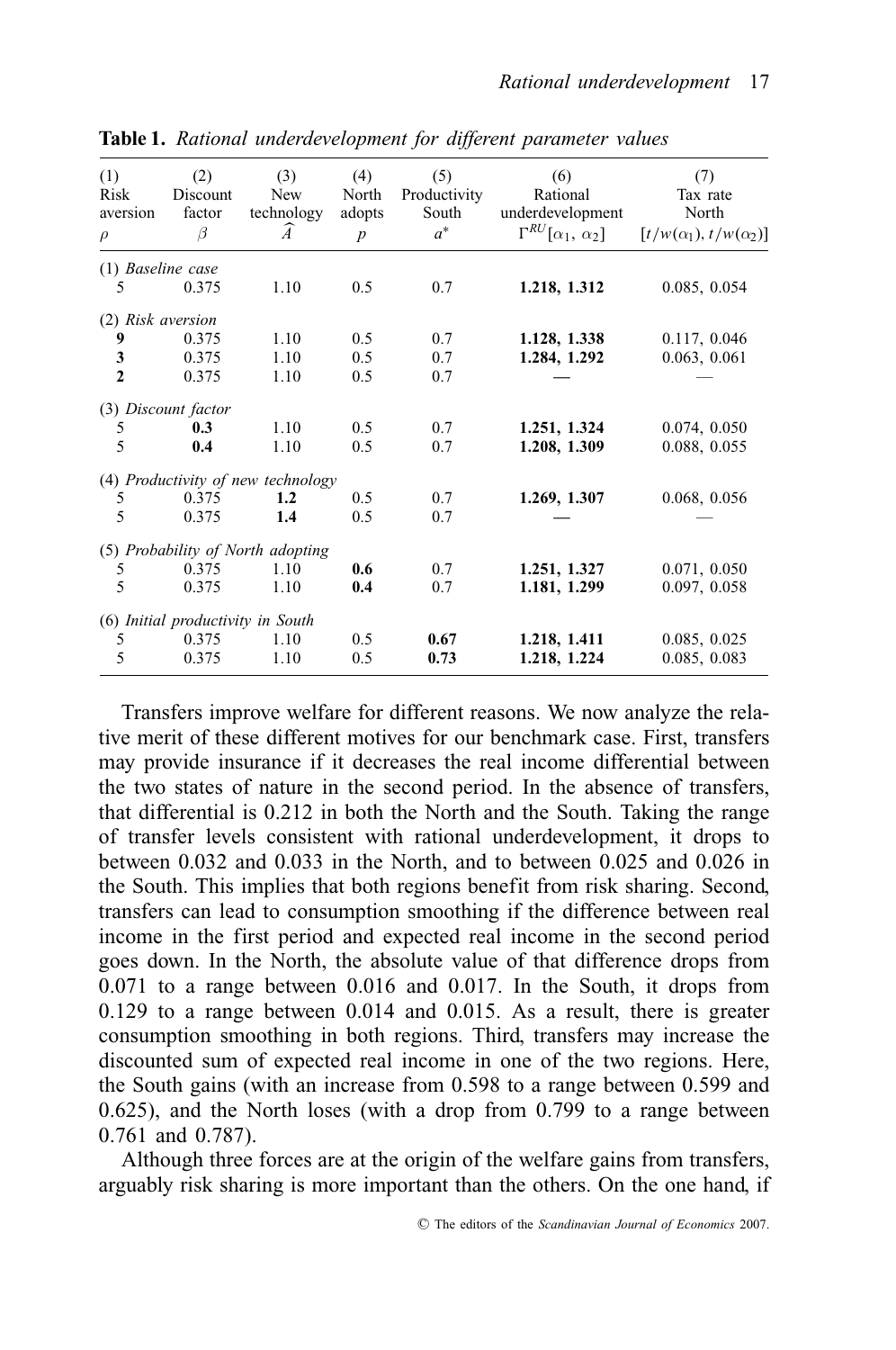**Table 1.** *Rational underdevelopment for different parameter values*

| (1) Risk aversion $\rho$ | (2) Discount factor $\beta$ | (3) New technology $\widehat{A}$ | (4) North adopts $p$ | (5) Productivity South $a^*$ | (6) Rational underdevelopment $\Gamma^{RU}[\alpha_1, \alpha_2]$ | (7) Tax rate North $[t/w(\alpha_1), t/w(\alpha_2)]$ |
|---|---|---|---|---|---|---|
| (1) *Baseline case* | | | | | | |
| 5 | 0.375 | 1.10 | 0.5 | 0.7 | **1.218, 1.312** | 0.085, 0.054 |
| (2) *Risk aversion* | | | | | | |
| **9** | 0.375 | 1.10 | 0.5 | 0.7 | **1.128, 1.338** | 0.117, 0.046 |
| **3** | 0.375 | 1.10 | 0.5 | 0.7 | **1.284, 1.292** | 0.063, 0.061 |
| **2** | 0.375 | 1.10 | 0.5 | 0.7 | — | — |
| (3) *Discount factor* | | | | | | |
| 5 | **0.3** | 1.10 | 0.5 | 0.7 | **1.251, 1.324** | 0.074, 0.050 |
| 5 | **0.4** | 1.10 | 0.5 | 0.7 | **1.208, 1.309** | 0.088, 0.055 |
| (4) *Productivity of new technology* | | | | | | |
| 5 | 0.375 | **1.2** | 0.5 | 0.7 | **1.269, 1.307** | 0.068, 0.056 |
| 5 | 0.375 | **1.4** | 0.5 | 0.7 | — | — |
| (5) *Probability of North adopting* | | | | | | |
| 5 | 0.375 | 1.10 | **0.6** | 0.7 | **1.251, 1.327** | 0.071, 0.050 |
| 5 | 0.375 | 1.10 | **0.4** | 0.7 | **1.181, 1.299** | 0.097, 0.058 |
| (6) *Initial productivity in South* | | | | | | |
| 5 | 0.375 | 1.10 | 0.5 | **0.67** | **1.218, 1.411** | 0.085, 0.025 |
| 5 | 0.375 | 1.10 | 0.5 | **0.73** | **1.218, 1.224** | 0.085, 0.083 |

Transfers improve welfare for different reasons. We now analyze the relative merit of these different motives for our benchmark case. First, transfers may provide insurance if it decreases the real income differential between the two states of nature in the second period. In the absence of transfers, that differential is 0.212 in both the North and the South. Taking the range of transfer levels consistent with rational underdevelopment, it drops to between 0.032 and 0.033 in the North, and to between 0.025 and 0.026 in the South. This implies that both regions benefit from risk sharing. Second, transfers can lead to consumption smoothing if the difference between real income in the first period and expected real income in the second period goes down. In the North, the absolute value of that difference drops from 0.071 to a range between 0.016 and 0.017. In the South, it drops from 0.129 to a range between 0.014 and 0.015. As a result, there is greater consumption smoothing in both regions. Third, transfers may increase the discounted sum of expected real income in one of the two regions. Here, the South gains (with an increase from 0.598 to a range between 0.599 and 0.625), and the North loses (with a drop from 0.799 to a range between 0.761 and 0.787).

Although three forces are at the origin of the welfare gains from transfers, arguably risk sharing is more important than the others. On the one hand, if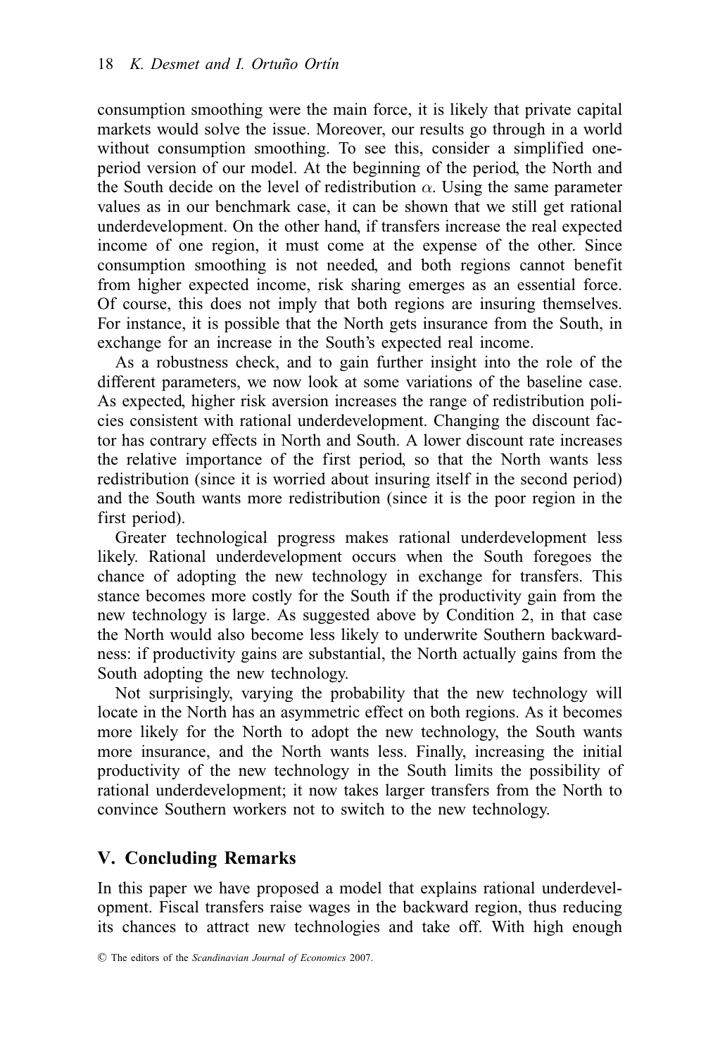consumption smoothing were the main force, it is likely that private capital markets would solve the issue. Moreover, our results go through in a world without consumption smoothing. To see this, consider a simplified one-period version of our model. At the beginning of the period, the North and the South decide on the level of redistribution $\alpha$. Using the same parameter values as in our benchmark case, it can be shown that we still get rational underdevelopment. On the other hand, if transfers increase the real expected income of one region, it must come at the expense of the other. Since consumption smoothing is not needed, and both regions cannot benefit from higher expected income, risk sharing emerges as an essential force. Of course, this does not imply that both regions are insuring themselves. For instance, it is possible that the North gets insurance from the South, in exchange for an increase in the South's expected real income.

As a robustness check, and to gain further insight into the role of the different parameters, we now look at some variations of the baseline case. As expected, higher risk aversion increases the range of redistribution policies consistent with rational underdevelopment. Changing the discount factor has contrary effects in North and South. A lower discount rate increases the relative importance of the first period, so that the North wants less redistribution (since it is worried about insuring itself in the second period) and the South wants more redistribution (since it is the poor region in the first period).

Greater technological progress makes rational underdevelopment less likely. Rational underdevelopment occurs when the South foregoes the chance of adopting the new technology in exchange for transfers. This stance becomes more costly for the South if the productivity gain from the new technology is large. As suggested above by Condition 2, in that case the North would also become less likely to underwrite Southern backwardness: if productivity gains are substantial, the North actually gains from the South adopting the new technology.

Not surprisingly, varying the probability that the new technology will locate in the North has an asymmetric effect on both regions. As it becomes more likely for the North to adopt the new technology, the South wants more insurance, and the North wants less. Finally, increasing the initial productivity of the new technology in the South limits the possibility of rational underdevelopment; it now takes larger transfers from the North to convince Southern workers not to switch to the new technology.

## V. Concluding Remarks

In this paper we have proposed a model that explains rational underdevelopment. Fiscal transfers raise wages in the backward region, thus reducing its chances to attract new technologies and take off. With high enough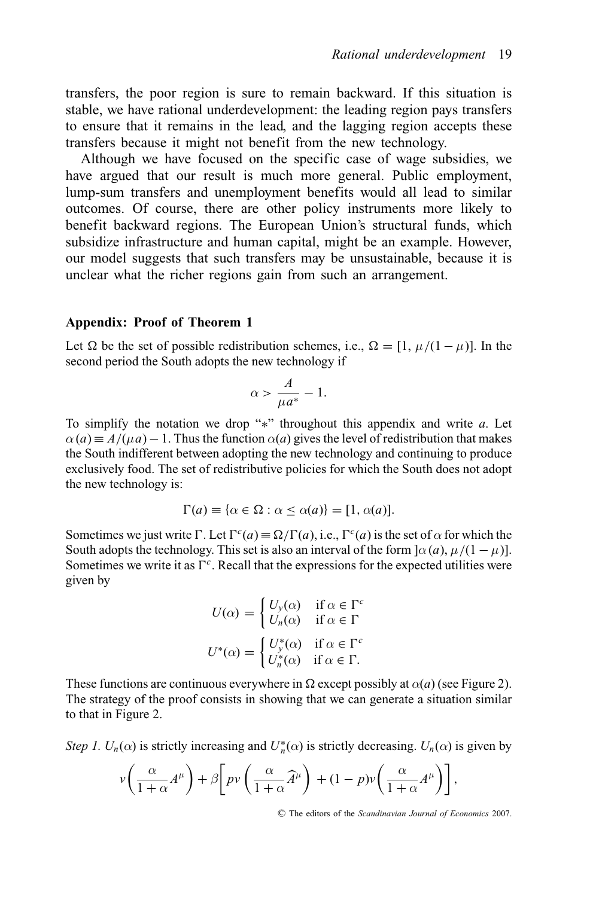transfers, the poor region is sure to remain backward. If this situation is stable, we have rational underdevelopment: the leading region pays transfers to ensure that it remains in the lead, and the lagging region accepts these transfers because it might not benefit from the new technology.

Although we have focused on the specific case of wage subsidies, we have argued that our result is much more general. Public employment, lump-sum transfers and unemployment benefits would all lead to similar outcomes. Of course, there are other policy instruments more likely to benefit backward regions. The European Union's structural funds, which subsidize infrastructure and human capital, might be an example. However, our model suggests that such transfers may be unsustainable, because it is unclear what the richer regions gain from such an arrangement.

## Appendix: Proof of Theorem 1

Let $\Omega$ be the set of possible redistribution schemes, i.e., $\Omega = [1, \mu/(1-\mu)]$. In the second period the South adopts the new technology if

$$\alpha > \frac{A}{\mu a^*} - 1.$$

To simplify the notation we drop "$*$" throughout this appendix and write $a$. Let $\alpha(a) \equiv A/(\mu a) - 1$. Thus the function $\alpha(a)$ gives the level of redistribution that makes the South indifferent between adopting the new technology and continuing to produce exclusively food. The set of redistributive policies for which the South does not adopt the new technology is:

$$\Gamma(a) \equiv \{\alpha \in \Omega : \alpha \leq \alpha(a)\} = [1, \alpha(a)].$$

Sometimes we just write $\Gamma$. Let $\Gamma^c(a) \equiv \Omega/\Gamma(a)$, i.e., $\Gamma^c(a)$ is the set of $\alpha$ for which the South adopts the technology. This set is also an interval of the form $]\alpha(a), \mu/(1-\mu)]$. Sometimes we write it as $\Gamma^c$. Recall that the expressions for the expected utilities were given by

$$U(\alpha) = \begin{cases} U_y(\alpha) & \text{if } \alpha \in \Gamma^c \\ U_n(\alpha) & \text{if } \alpha \in \Gamma \end{cases}$$

$$U^*(\alpha) = \begin{cases} U_y^*(\alpha) & \text{if } \alpha \in \Gamma^c \\ U_n^*(\alpha) & \text{if } \alpha \in \Gamma. \end{cases}$$

These functions are continuous everywhere in $\Omega$ except possibly at $\alpha(a)$ (see Figure 2). The strategy of the proof consists in showing that we can generate a situation similar to that in Figure 2.

*Step 1.* $U_n(\alpha)$ is strictly increasing and $U_n^*(\alpha)$ is strictly decreasing. $U_n(\alpha)$ is given by

$$v\left(\frac{\alpha}{1+\alpha}A^\mu\right) + \beta\left[pv\left(\frac{\alpha}{1+\alpha}\widehat{A}^\mu\right) + (1-p)v\left(\frac{\alpha}{1+\alpha}A^\mu\right)\right],$$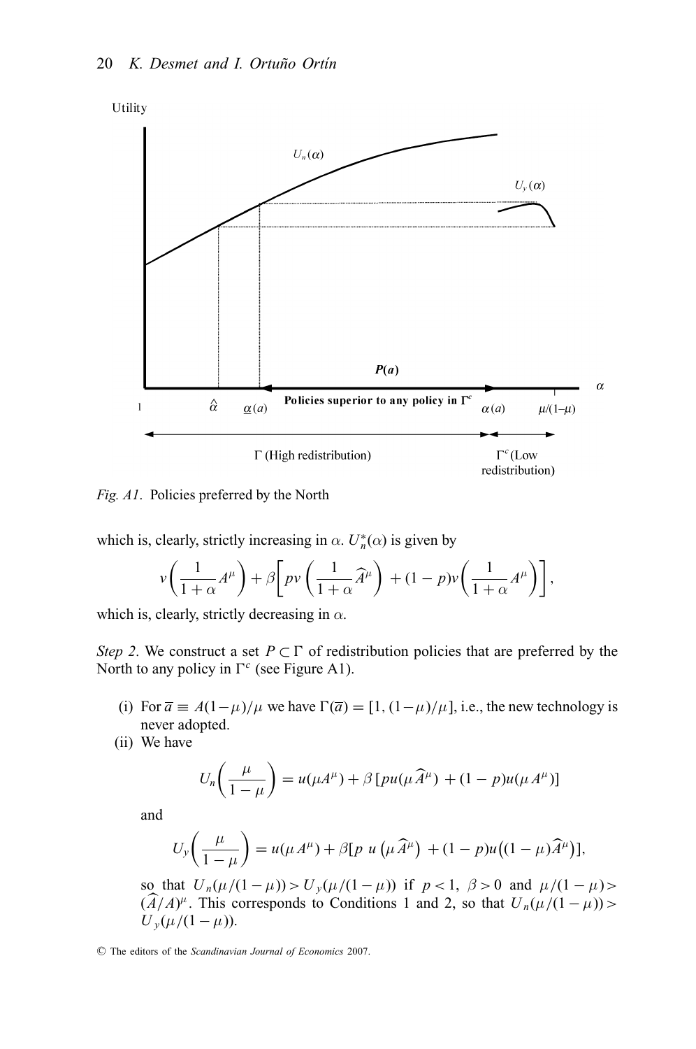*Fig. A1*. Policies preferred by the North

which is, clearly, strictly increasing in $\alpha$. $U_n^*(\alpha)$ is given by

$$v\left(\frac{1}{1+\alpha}A^{\mu}\right) + \beta\left[pv\left(\frac{1}{1+\alpha}\widehat{A}^{\mu}\right) + (1-p)v\left(\frac{1}{1+\alpha}A^{\mu}\right)\right],$$

which is, clearly, strictly decreasing in $\alpha$.

*Step 2*. We construct a set $P \subset \Gamma$ of redistribution policies that are preferred by the North to any policy in $\Gamma^c$ (see Figure A1).

(i) For $\overline{a} \equiv A(1-\mu)/\mu$ we have $\Gamma(\overline{a}) = [1, (1-\mu)/\mu]$, i.e., the new technology is never adopted.

(ii) We have

$$U_n\left(\frac{\mu}{1-\mu}\right) = u(\mu A^{\mu}) + \beta\left[pu(\mu\widehat{A}^{\mu}) + (1-p)u(\mu A^{\mu})\right]$$

and

$$U_y\left(\frac{\mu}{1-\mu}\right) = u(\mu A^{\mu}) + \beta[p\ u\left(\mu\widehat{A}^{\mu}\right) + (1-p)u\left((1-\mu)\widehat{A}^{\mu}\right)],$$

so that $U_n(\mu/(1-\mu)) > U_y(\mu/(1-\mu))$ if $p<1$, $\beta>0$ and $\mu/(1-\mu) > (\widehat{A}/A)^{\mu}$. This corresponds to Conditions 1 and 2, so that $U_n(\mu/(1-\mu)) > U_y(\mu/(1-\mu))$.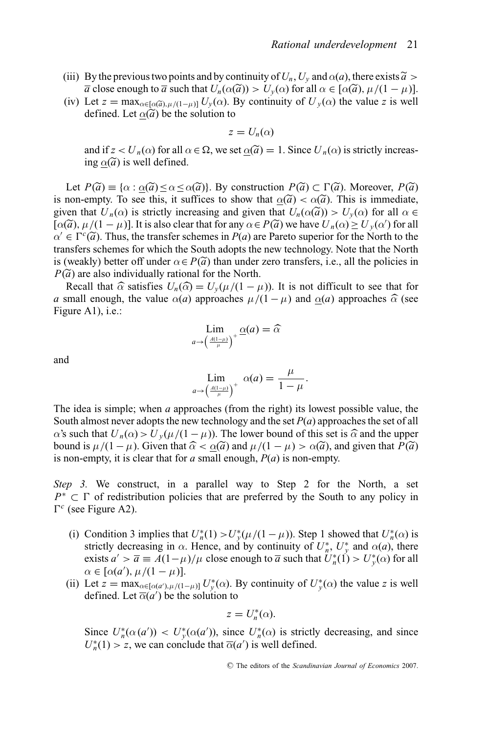(iii) By the previous two points and by continuity of $U_n$, $U_y$ and $\alpha(a)$, there exists $\widetilde{a} > \overline{a}$ close enough to $\overline{a}$ such that $U_n(\alpha(\widetilde{a})) > U_y(\alpha)$ for all $\alpha \in [\alpha(\widetilde{a}), \mu/(1-\mu)]$.

(iv) Let $z = \max_{\alpha \in [\alpha(\widetilde{a}), \mu/(1-\mu)]} U_y(\alpha)$. By continuity of $U_y(\alpha)$ the value $z$ is well defined. Let $\underline{\alpha}(\widetilde{a})$ be the solution to

$$z = U_n(\alpha)$$

and if $z < U_n(\alpha)$ for all $\alpha \in \Omega$, we set $\underline{\alpha}(\widetilde{a}) = 1$. Since $U_n(\alpha)$ is strictly increasing $\underline{\alpha}(\widetilde{a})$ is well defined.

Let $P(\widetilde{a}) \equiv \{\alpha : \underline{\alpha}(\widetilde{a}) \leq \alpha \leq \alpha(\widetilde{a})\}$. By construction $P(\widetilde{a}) \subset \Gamma(\widetilde{a})$. Moreover, $P(\widetilde{a})$ is non-empty. To see this, it suffices to show that $\underline{\alpha}(\widetilde{a}) < \alpha(\widetilde{a})$. This is immediate, given that $U_n(\alpha)$ is strictly increasing and given that $U_n(\alpha(\widetilde{a})) > U_y(\alpha)$ for all $\alpha \in [\alpha(\widetilde{a}), \mu/(1-\mu)]$. It is also clear that for any $\alpha \in P(\widetilde{a})$ we have $U_n(\alpha) \geq U_y(\alpha')$ for all $\alpha' \in \Gamma^c(\widetilde{a})$. Thus, the transfer schemes in $P(a)$ are Pareto superior for the North to the transfers schemes for which the South adopts the new technology. Note that the North is (weakly) better off under $\alpha \in P(\widetilde{a})$ than under zero transfers, i.e., all the policies in $P(\widetilde{a})$ are also individually rational for the North.

Recall that $\widehat{\alpha}$ satisfies $U_n(\widehat{\alpha}) = U_y(\mu/(1-\mu))$. It is not difficult to see that for $a$ small enough, the value $\alpha(a)$ approaches $\mu/(1-\mu)$ and $\underline{\alpha}(a)$ approaches $\widehat{\alpha}$ (see Figure A1), i.e.:

$$\lim_{a \to \left(\frac{A(1-\mu)}{\mu}\right)^+} \underline{\alpha}(a) = \widehat{\alpha}$$

and

$$\lim_{a \to \left(\frac{A(1-\mu)}{\mu}\right)^+} \alpha(a) = \frac{\mu}{1-\mu}.$$

The idea is simple; when $a$ approaches (from the right) its lowest possible value, the South almost never adopts the new technology and the set $P(a)$ approaches the set of all $\alpha$'s such that $U_n(\alpha) > U_y(\mu/(1-\mu))$. The lower bound of this set is $\widehat{\alpha}$ and the upper bound is $\mu/(1-\mu)$. Given that $\widehat{\alpha} < \underline{\alpha}(\widetilde{a})$ and $\mu/(1-\mu) > \alpha(\widetilde{a})$, and given that $P(\widetilde{a})$ is non-empty, it is clear that for $a$ small enough, $P(a)$ is non-empty.

*Step 3.* We construct, in a parallel way to Step 2 for the North, a set $P^* \subset \Gamma$ of redistribution policies that are preferred by the South to any policy in $\Gamma^c$ (see Figure A2).

(i) Condition 3 implies that $U_n^*(1) > U_y^*(\mu/(1-\mu))$. Step 1 showed that $U_n^*(\alpha)$ is strictly decreasing in $\alpha$. Hence, and by continuity of $U_n^*$, $U_y^*$ and $\alpha(a)$, there exists $a' > \overline{a} \equiv A(1-\mu)/\mu$ close enough to $\overline{a}$ such that $U_n^*(1) > U_y^*(\alpha)$ for all $\alpha \in [\alpha(a'), \mu/(1-\mu)]$.

(ii) Let $z = \max_{\alpha \in [\alpha(a'), \mu/(1-\mu)]} U_y^*(\alpha)$. By continuity of $U_y^*(\alpha)$ the value $z$ is well defined. Let $\overline{\alpha}(a')$ be the solution to

$$z = U_n^*(\alpha).$$

Since $U_n^*(\alpha(a')) < U_y^*(\alpha(a'))$, since $U_n^*(\alpha)$ is strictly decreasing, and since $U_n^*(1) > z$, we can conclude that $\overline{\alpha}(a')$ is well defined.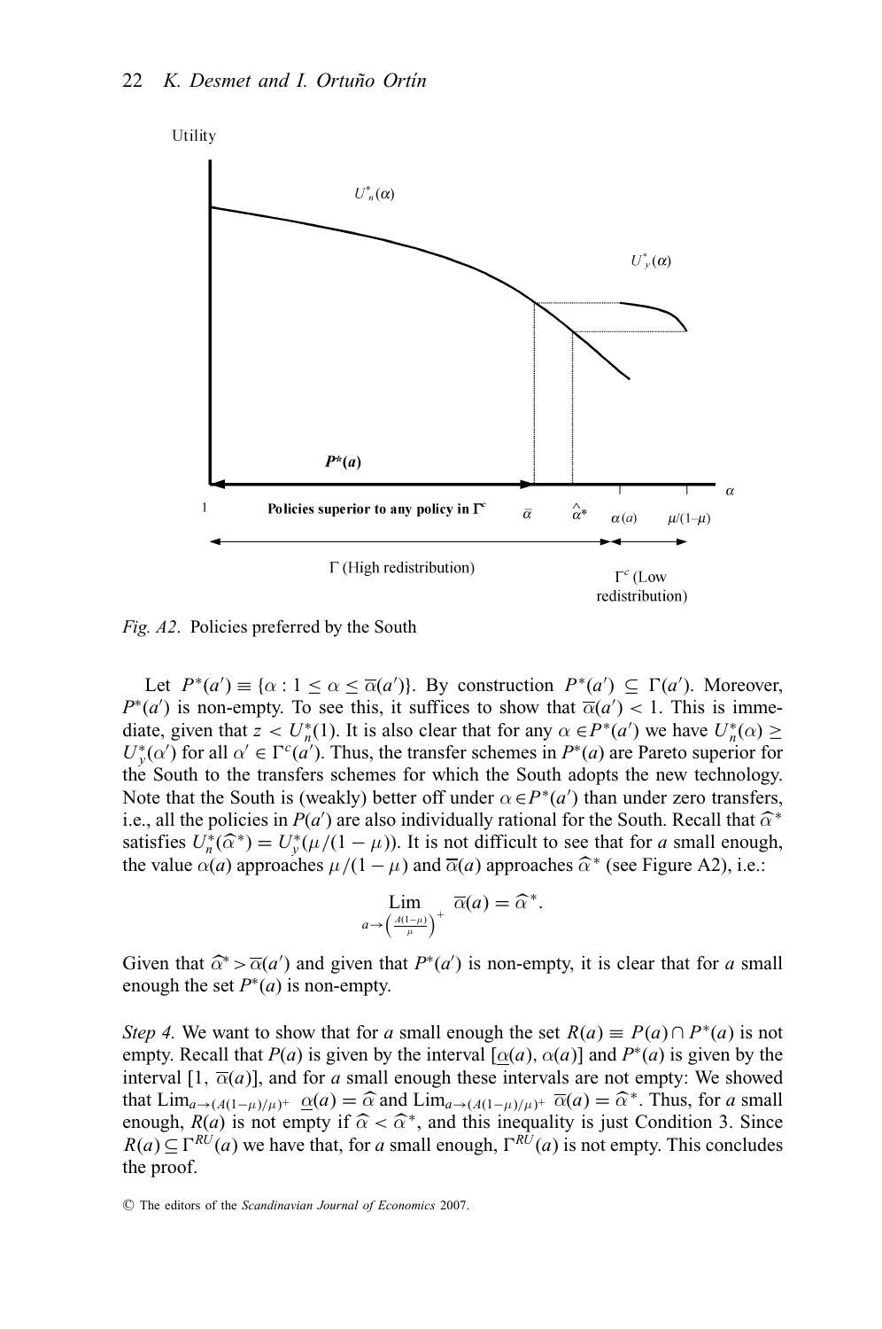Utility

$U^*_n(\alpha)$

$U^*_y(\alpha)$

$P^*(a)$

$\alpha$

1 **Policies superior to any policy in $\Gamma^c$** $\overline{\alpha}$ $\hat{\alpha}^*$ $\alpha(a)$ $\mu/(1-\mu)$

$\Gamma$ (High redistribution) $\Gamma^c$ (Low redistribution)

*Fig. A2*. Policies preferred by the South

Let $P^*(a') \equiv \{\alpha : 1 \leq \alpha \leq \overline{\alpha}(a')\}$. By construction $P^*(a') \subseteq \Gamma(a')$. Moreover, $P^*(a')$ is non-empty. To see this, it suffices to show that $\overline{\alpha}(a') < 1$. This is immediate, given that $z < U^*_n(1)$. It is also clear that for any $\alpha \in P^*(a')$ we have $U^*_n(\alpha) \geq U^*_y(\alpha')$ for all $\alpha' \in \Gamma^c(a')$. Thus, the transfer schemes in $P^*(a)$ are Pareto superior for the South to the transfers schemes for which the South adopts the new technology. Note that the South is (weakly) better off under $\alpha \in P^*(a')$ than under zero transfers, i.e., all the policies in $P(a')$ are also individually rational for the South. Recall that $\widehat{\alpha}^*$ satisfies $U^*_n(\widehat{\alpha}^*) = U^*_y(\mu/(1-\mu))$. It is not difficult to see that for $a$ small enough, the value $\alpha(a)$ approaches $\mu/(1-\mu)$ and $\overline{\alpha}(a)$ approaches $\widehat{\alpha}^*$ (see Figure A2), i.e.:

$$\lim_{a \to \left(\frac{A(1-\mu)}{\mu}\right)^+} \overline{\alpha}(a) = \widehat{\alpha}^*.$$

Given that $\widehat{\alpha}^* > \overline{\alpha}(a')$ and given that $P^*(a')$ is non-empty, it is clear that for $a$ small enough the set $P^*(a)$ is non-empty.

*Step 4.* We want to show that for $a$ small enough the set $R(a) \equiv P(a) \cap P^*(a)$ is not empty. Recall that $P(a)$ is given by the interval $[\underline{\alpha}(a), \alpha(a)]$ and $P^*(a)$ is given by the interval $[1, \overline{\alpha}(a)]$, and for $a$ small enough these intervals are not empty: We showed that $\lim_{a \to (A(1-\mu)/\mu)^+} \underline{\alpha}(a) = \widehat{\alpha}$ and $\lim_{a \to (A(1-\mu)/\mu)^+} \overline{\alpha}(a) = \widehat{\alpha}^*$. Thus, for $a$ small enough, $R(a)$ is not empty if $\widehat{\alpha} < \widehat{\alpha}^*$, and this inequality is just Condition 3. Since $R(a) \subseteq \Gamma^{RU}(a)$ we have that, for $a$ small enough, $\Gamma^{RU}(a)$ is not empty. This concludes the proof.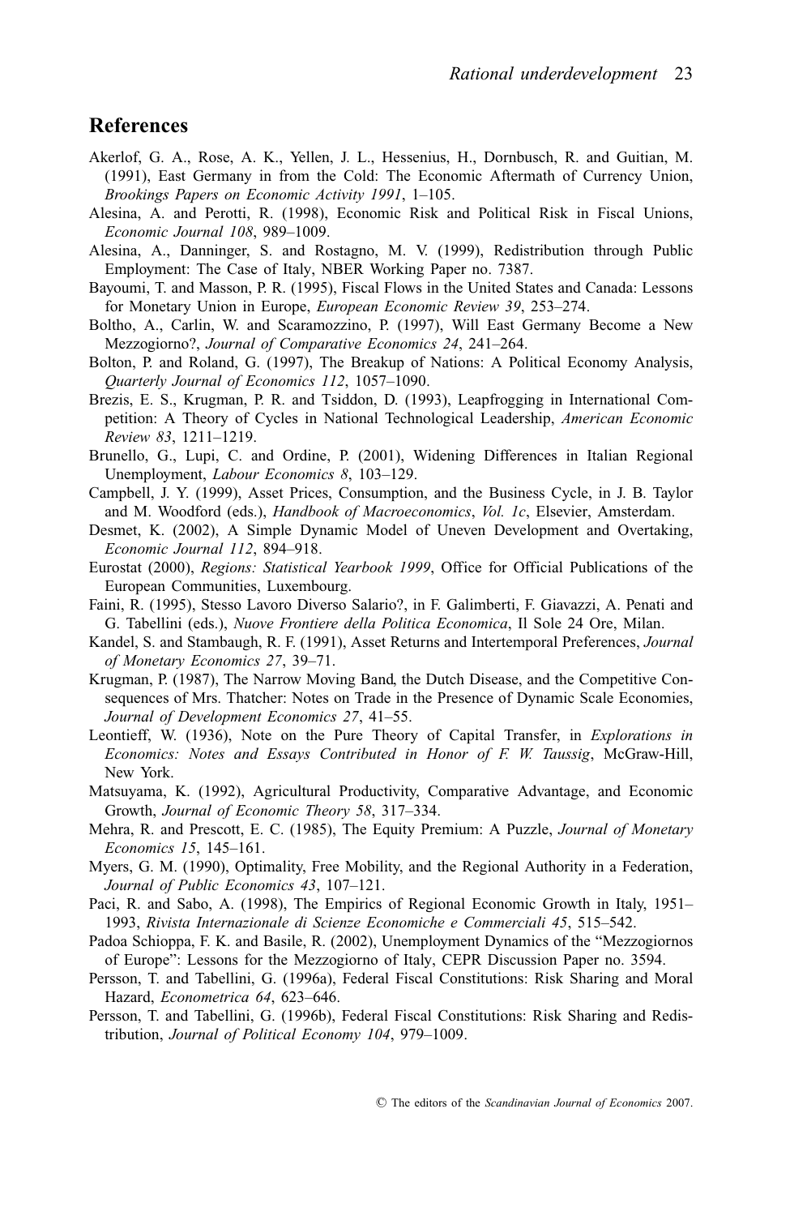## References

Akerlof, G. A., Rose, A. K., Yellen, J. L., Hessenius, H., Dornbusch, R. and Guitian, M. (1991), East Germany in from the Cold: The Economic Aftermath of Currency Union, *Brookings Papers on Economic Activity 1991*, 1–105.

Alesina, A. and Perotti, R. (1998), Economic Risk and Political Risk in Fiscal Unions, *Economic Journal 108*, 989–1009.

Alesina, A., Danninger, S. and Rostagno, M. V. (1999), Redistribution through Public Employment: The Case of Italy, NBER Working Paper no. 7387.

Bayoumi, T. and Masson, P. R. (1995), Fiscal Flows in the United States and Canada: Lessons for Monetary Union in Europe, *European Economic Review 39*, 253–274.

Boltho, A., Carlin, W. and Scaramozzino, P. (1997), Will East Germany Become a New Mezzogiorno?, *Journal of Comparative Economics 24*, 241–264.

Bolton, P. and Roland, G. (1997), The Breakup of Nations: A Political Economy Analysis, *Quarterly Journal of Economics 112*, 1057–1090.

Brezis, E. S., Krugman, P. R. and Tsiddon, D. (1993), Leapfrogging in International Competition: A Theory of Cycles in National Technological Leadership, *American Economic Review 83*, 1211–1219.

Brunello, G., Lupi, C. and Ordine, P. (2001), Widening Differences in Italian Regional Unemployment, *Labour Economics 8*, 103–129.

Campbell, J. Y. (1999), Asset Prices, Consumption, and the Business Cycle, in J. B. Taylor and M. Woodford (eds.), *Handbook of Macroeconomics*, *Vol. 1c*, Elsevier, Amsterdam.

Desmet, K. (2002), A Simple Dynamic Model of Uneven Development and Overtaking, *Economic Journal 112*, 894–918.

Eurostat (2000), *Regions: Statistical Yearbook 1999*, Office for Official Publications of the European Communities, Luxembourg.

Faini, R. (1995), Stesso Lavoro Diverso Salario?, in F. Galimberti, F. Giavazzi, A. Penati and G. Tabellini (eds.), *Nuove Frontiere della Politica Economica*, Il Sole 24 Ore, Milan.

Kandel, S. and Stambaugh, R. F. (1991), Asset Returns and Intertemporal Preferences, *Journal of Monetary Economics 27*, 39–71.

Krugman, P. (1987), The Narrow Moving Band, the Dutch Disease, and the Competitive Consequences of Mrs. Thatcher: Notes on Trade in the Presence of Dynamic Scale Economies, *Journal of Development Economics 27*, 41–55.

Leontieff, W. (1936), Note on the Pure Theory of Capital Transfer, in *Explorations in Economics: Notes and Essays Contributed in Honor of F. W. Taussig*, McGraw-Hill, New York.

Matsuyama, K. (1992), Agricultural Productivity, Comparative Advantage, and Economic Growth, *Journal of Economic Theory 58*, 317–334.

Mehra, R. and Prescott, E. C. (1985), The Equity Premium: A Puzzle, *Journal of Monetary Economics 15*, 145–161.

Myers, G. M. (1990), Optimality, Free Mobility, and the Regional Authority in a Federation, *Journal of Public Economics 43*, 107–121.

Paci, R. and Sabo, A. (1998), The Empirics of Regional Economic Growth in Italy, 1951–1993, *Rivista Internazionale di Scienze Economiche e Commerciali 45*, 515–542.

Padoa Schioppa, F. K. and Basile, R. (2002), Unemployment Dynamics of the "Mezzogiornos of Europe": Lessons for the Mezzogiorno of Italy, CEPR Discussion Paper no. 3594.

Persson, T. and Tabellini, G. (1996a), Federal Fiscal Constitutions: Risk Sharing and Moral Hazard, *Econometrica 64*, 623–646.

Persson, T. and Tabellini, G. (1996b), Federal Fiscal Constitutions: Risk Sharing and Redistribution, *Journal of Political Economy 104*, 979–1009.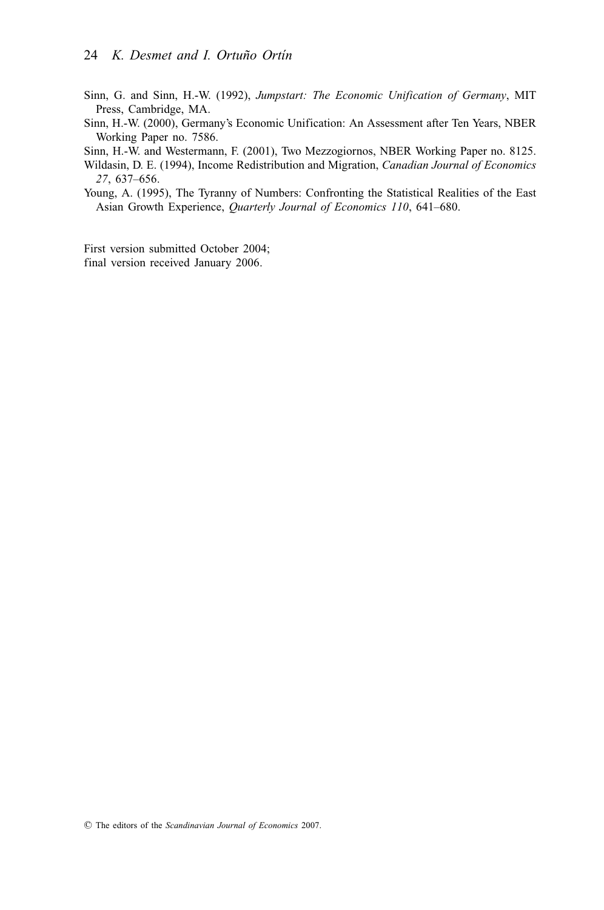Sinn, G. and Sinn, H.-W. (1992), *Jumpstart: The Economic Unification of Germany*, MIT Press, Cambridge, MA.

Sinn, H.-W. (2000), Germany's Economic Unification: An Assessment after Ten Years, NBER Working Paper no. 7586.

Sinn, H.-W. and Westermann, F. (2001), Two Mezzogiornos, NBER Working Paper no. 8125.

Wildasin, D. E. (1994), Income Redistribution and Migration, *Canadian Journal of Economics 27*, 637–656.

Young, A. (1995), The Tyranny of Numbers: Confronting the Statistical Realities of the East Asian Growth Experience, *Quarterly Journal of Economics 110*, 641–680.

First version submitted October 2004;
final version received January 2006.